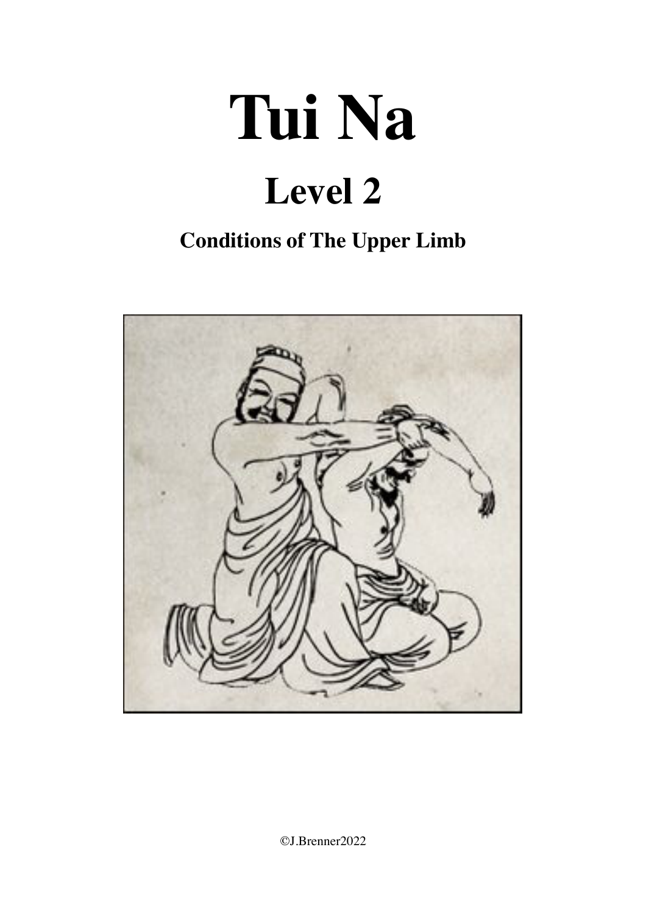# Tui Na

## Level 2

### Conditions of The Upper Limb

©J.Brenner2022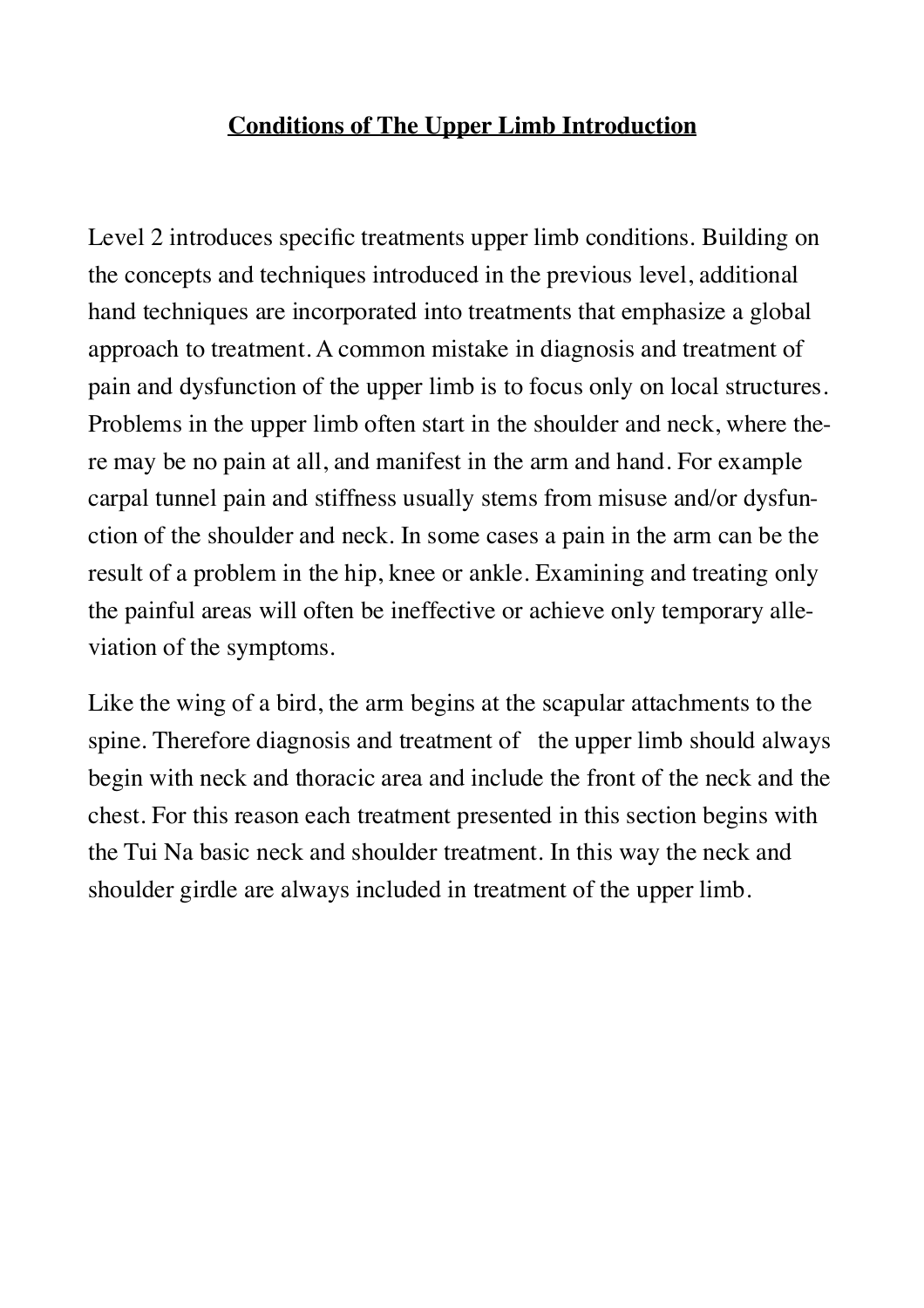# Conditions of The Upper Limb Introduction

Level 2 introduces specific treatments upper limb conditions. Building on the concepts and techniques introduced in the previous level, additional hand techniques are incorporated into treatments that emphasize a global approach to treatment. A common mistake in diagnosis and treatment of pain and dysfunction of the upper limb is to focus only on local structures. Problems in the upper limb often start in the shoulder and neck, where there may be no pain at all, and manifest in the arm and hand. For example carpal tunnel pain and stiffness usually stems from misuse and/or dysfunction of the shoulder and neck. In some cases a pain in the arm can be the result of a problem in the hip, knee or ankle. Examining and treating only the painful areas will often be ineffective or achieve only temporary alleviation of the symptoms.

Like the wing of a bird, the arm begins at the scapular attachments to the spine. Therefore diagnosis and treatment of the upper limb should always begin with neck and thoracic area and include the front of the neck and the chest. For this reason each treatment presented in this section begins with the Tui Na basic neck and shoulder treatment. In this way the neck and shoulder girdle are always included in treatment of the upper limb.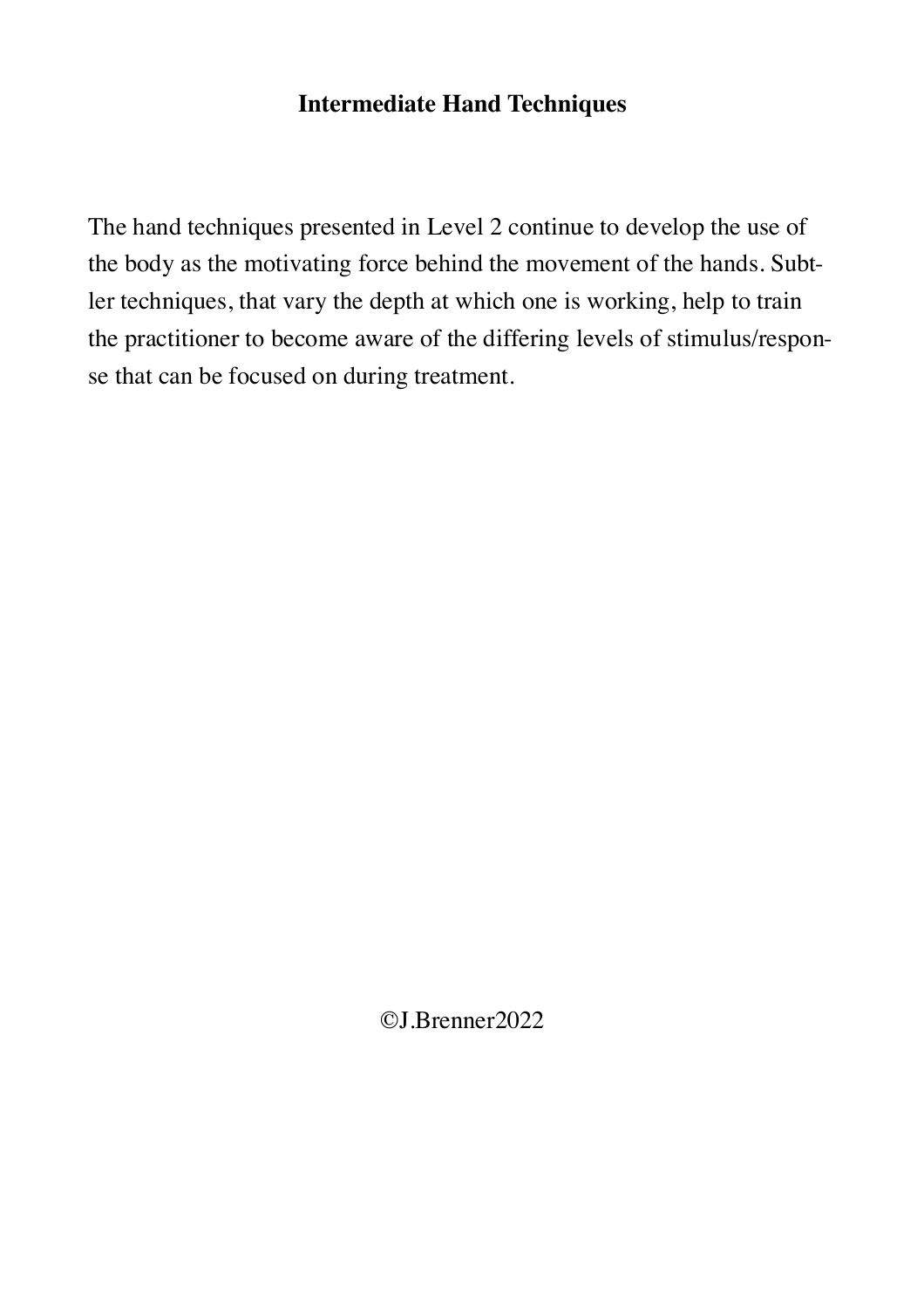# Intermediate Hand Techniques

The hand techniques presented in Level 2 continue to develop the use of the body as the motivating force behind the movement of the hands. Subtler techniques, that vary the depth at which one is working, help to train the practitioner to become aware of the differing levels of stimulus/response that can be focused on during treatment.

©J.Brenner2022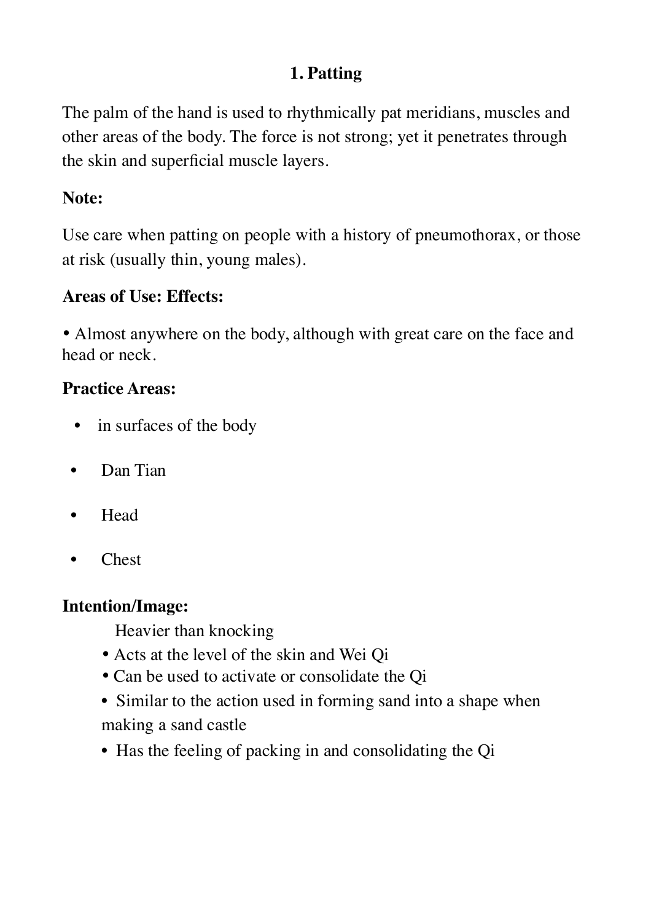## 1. Patting

The palm of the hand is used to rhythmically pat meridians, muscles and other areas of the body. The force is not strong; yet it penetrates through the skin and superficial muscle layers.

**Note:**

Use care when patting on people with a history of pneumothorax, or those at risk (usually thin, young males).

**Areas of Use: Effects:**

- Almost anywhere on the body, although with great care on the face and head or neck.

**Practice Areas:**

- in surfaces of the body
- Dan Tian
- Head
- Chest

**Intention/Image:**

Heavier than knocking

- Acts at the level of the skin and Wei Qi
- Can be used to activate or consolidate the Qi
- Similar to the action used in forming sand into a shape when making a sand castle
- Has the feeling of packing in and consolidating the Qi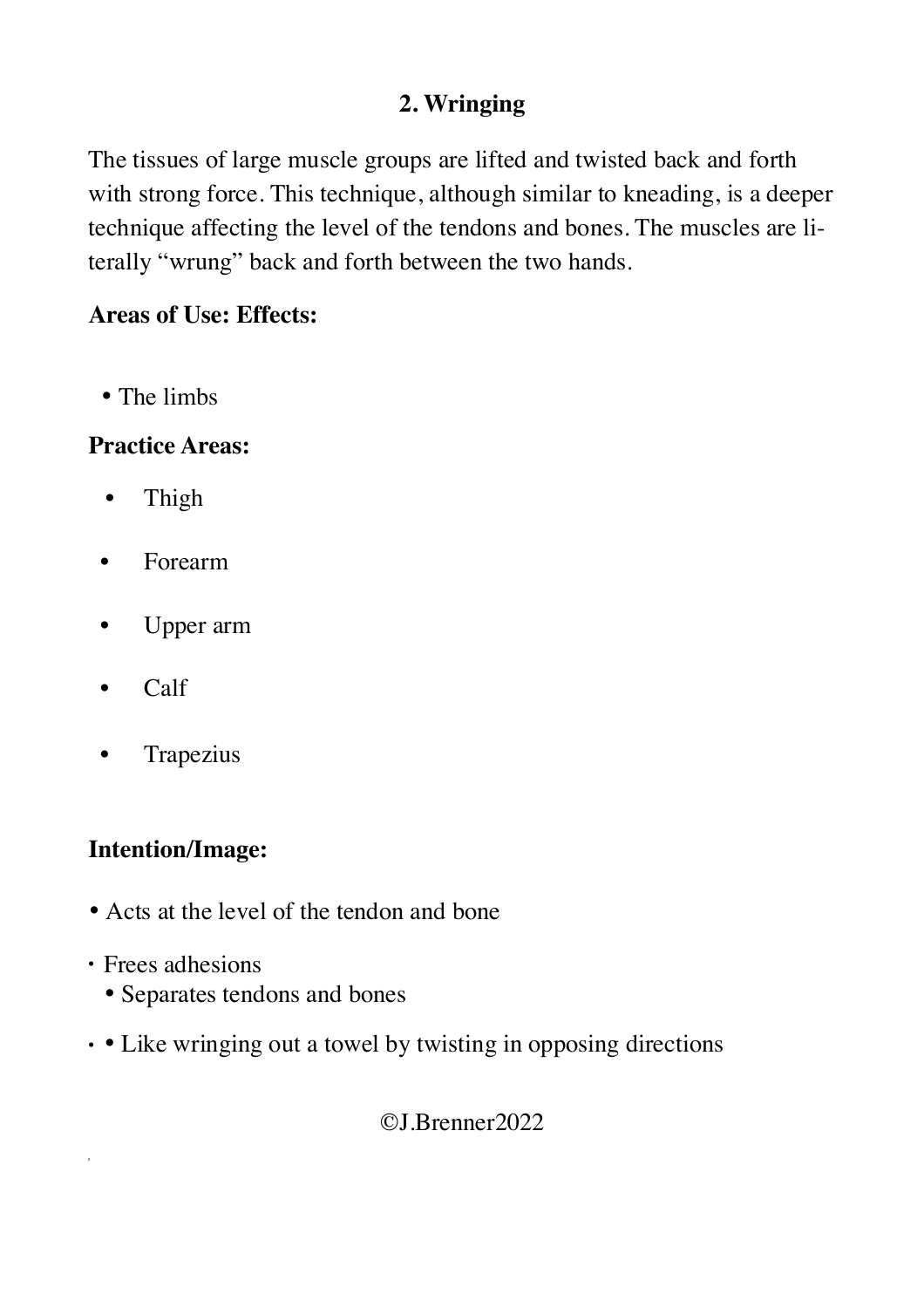## 2. Wringing

The tissues of large muscle groups are lifted and twisted back and forth with strong force. This technique, although similar to kneading, is a deeper technique affecting the level of the tendons and bones. The muscles are literally "wrung" back and forth between the two hands.

**Areas of Use: Effects:**

- The limbs

**Practice Areas:**

- Thigh
- Forearm
- Upper arm
- Calf
- Trapezius

**Intention/Image:**

- Acts at the level of the tendon and bone
- Frees adhesions
  - Separates tendons and bones
- Like wringing out a towel by twisting in opposing directions

©J.Brenner2022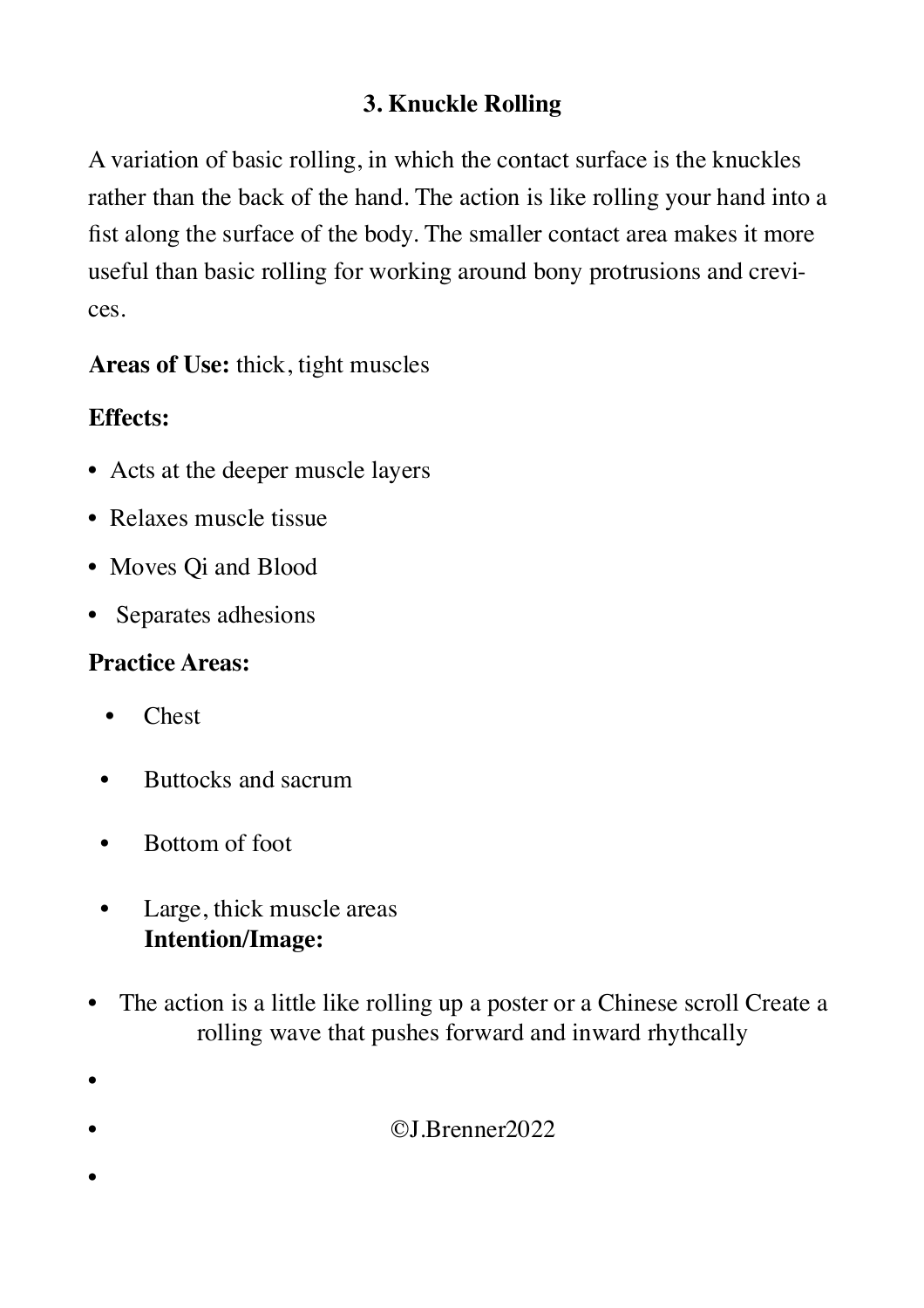### 3. Knuckle Rolling

A variation of basic rolling, in which the contact surface is the knuckles rather than the back of the hand. The action is like rolling your hand into a fist along the surface of the body. The smaller contact area makes it more useful than basic rolling for working around bony protrusions and crevices.

**Areas of Use:** thick, tight muscles

**Effects:**

- Acts at the deeper muscle layers
- Relaxes muscle tissue
- Moves Qi and Blood
- Separates adhesions

**Practice Areas:**

- Chest
- Buttocks and sacrum
- Bottom of foot
- Large, thick muscle areas

**Intention/Image:**

- The action is a little like rolling up a poster or a Chinese scroll Create a rolling wave that pushes forward and inward rhythcally

©J.Brenner2022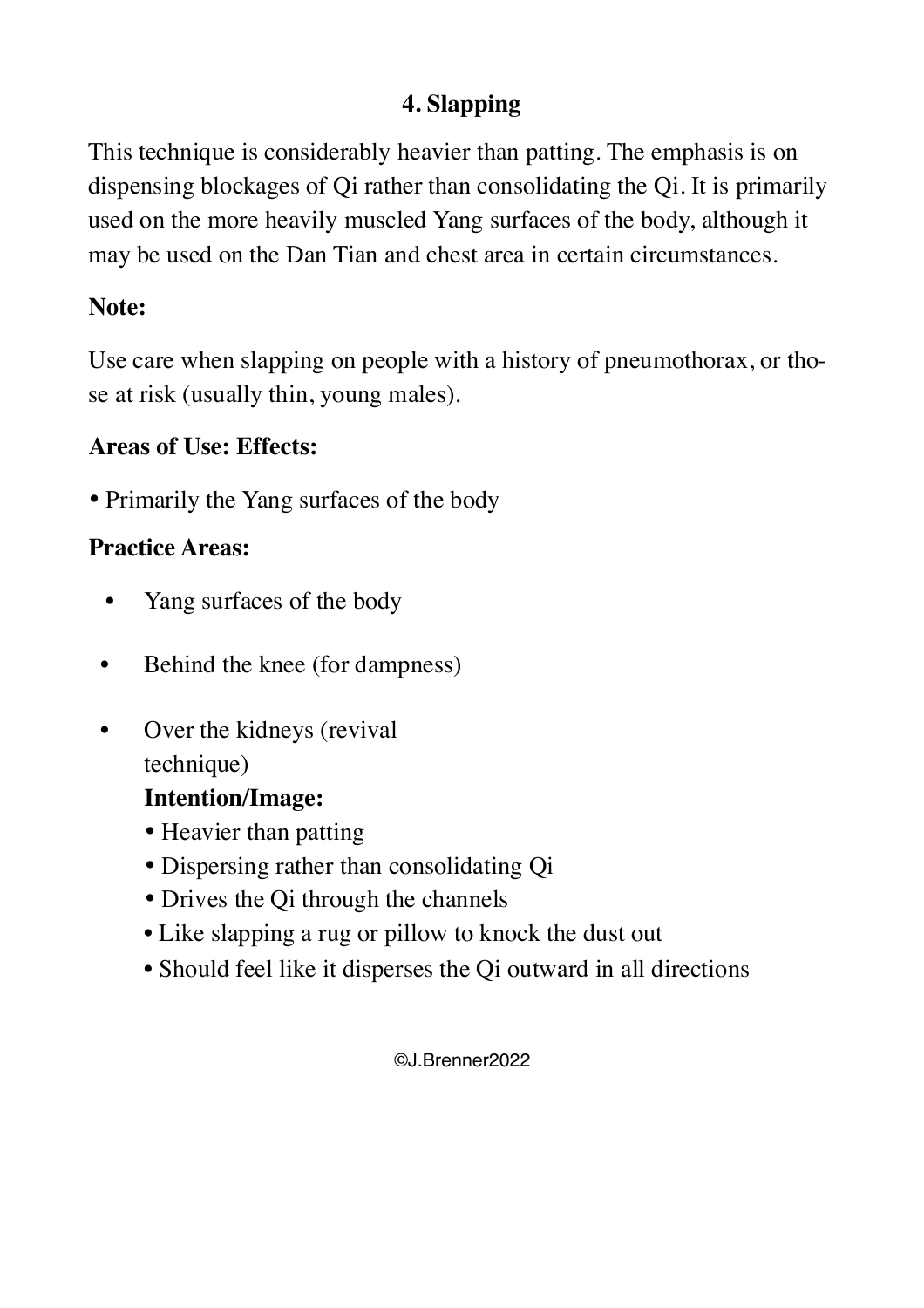## 4. Slapping

This technique is considerably heavier than patting. The emphasis is on dispensing blockages of Qi rather than consolidating the Qi. It is primarily used on the more heavily muscled Yang surfaces of the body, although it may be used on the Dan Tian and chest area in certain circumstances.

**Note:**

Use care when slapping on people with a history of pneumothorax, or those at risk (usually thin, young males).

**Areas of Use: Effects:**

- Primarily the Yang surfaces of the body

**Practice Areas:**

- Yang surfaces of the body
- Behind the knee (for dampness)
- Over the kidneys (revival technique)

**Intention/Image:**

- Heavier than patting
- Dispersing rather than consolidating Qi
- Drives the Qi through the channels
- Like slapping a rug or pillow to knock the dust out
- Should feel like it disperses the Qi outward in all directions

©J.Brenner2022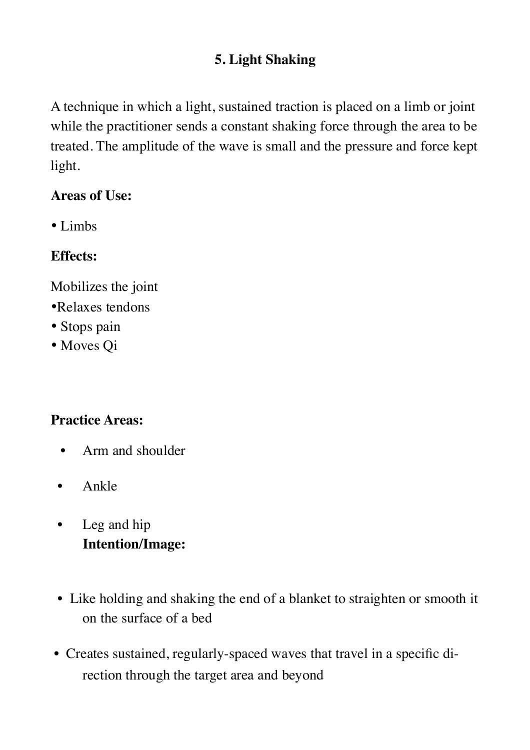## 5. Light Shaking

A technique in which a light, sustained traction is placed on a limb or joint while the practitioner sends a constant shaking force through the area to be treated. The amplitude of the wave is small and the pressure and force kept light.

**Areas of Use:**

- Limbs

**Effects:**

Mobilizes the joint
- Relaxes tendons
- Stops pain
- Moves Qi

**Practice Areas:**

- Arm and shoulder
- Ankle
- Leg and hip

**Intention/Image:**

- Like holding and shaking the end of a blanket to straighten or smooth it on the surface of a bed
- Creates sustained, regularly-spaced waves that travel in a specific direction through the target area and beyond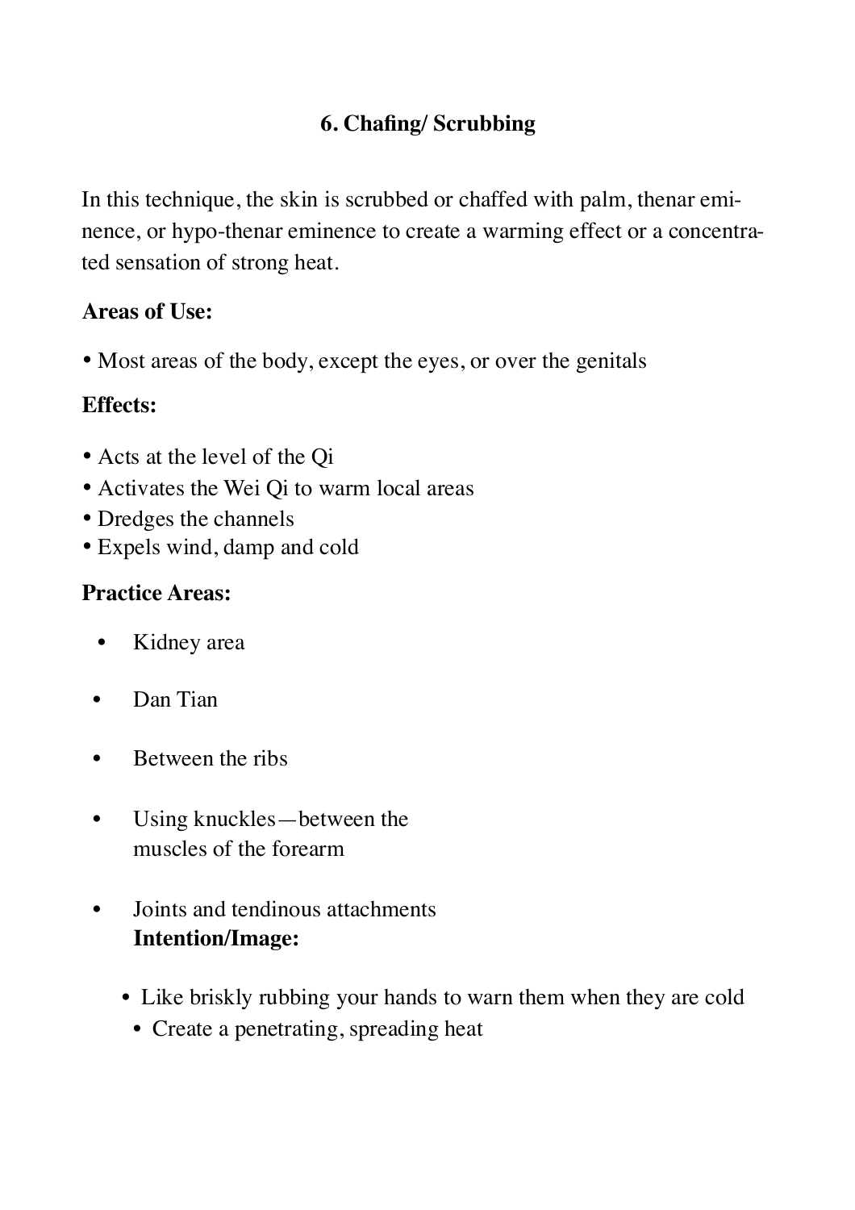## 6. Chafing/ Scrubbing

In this technique, the skin is scrubbed or chaffed with palm, thenar eminence, or hypo-thenar eminence to create a warming effect or a concentrated sensation of strong heat.

**Areas of Use:**

- Most areas of the body, except the eyes, or over the genitals

**Effects:**

- Acts at the level of the Qi
- Activates the Wei Qi to warm local areas
- Dredges the channels
- Expels wind, damp and cold

**Practice Areas:**

- Kidney area
- Dan Tian
- Between the ribs
- Using knuckles—between the muscles of the forearm
- Joints and tendinous attachments

**Intention/Image:**

- Like briskly rubbing your hands to warn them when they are cold
- Create a penetrating, spreading heat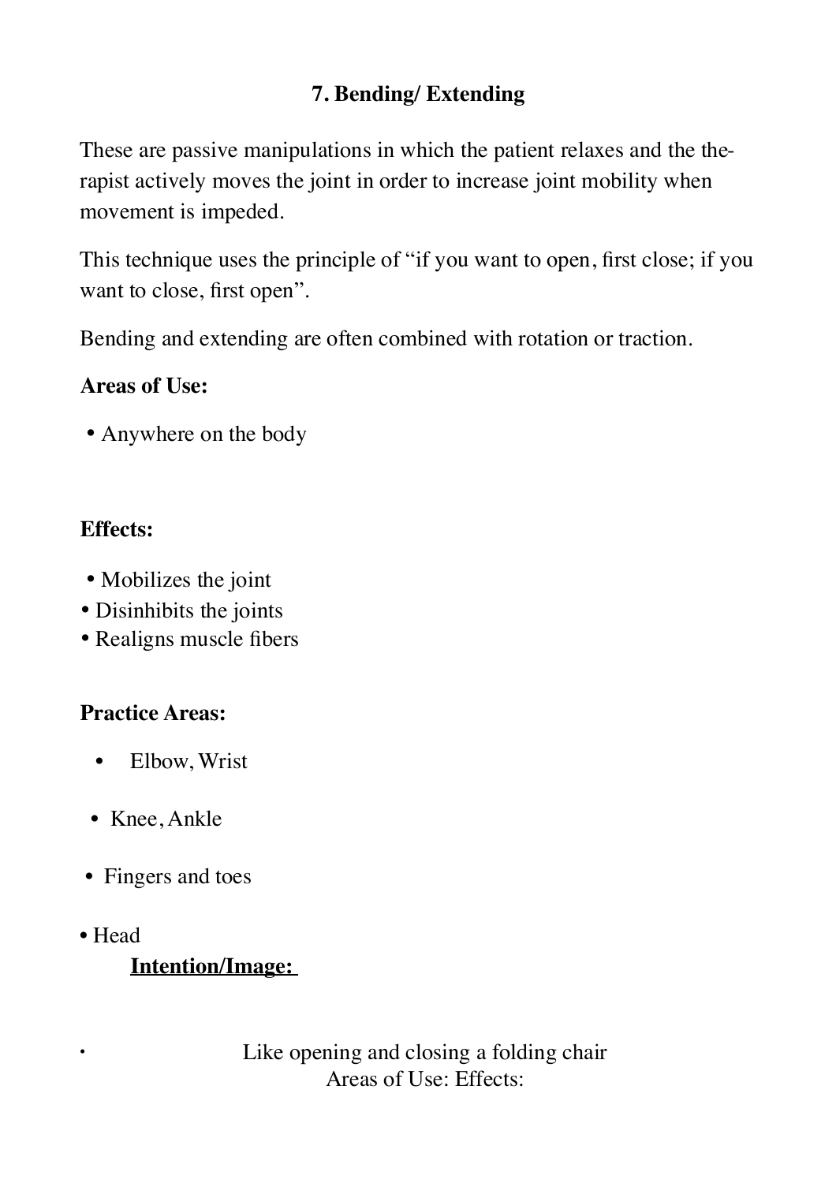## 7. Bending/ Extending

These are passive manipulations in which the patient relaxes and the therapist actively moves the joint in order to increase joint mobility when movement is impeded.

This technique uses the principle of "if you want to open, first close; if you want to close, first open".

Bending and extending are often combined with rotation or traction.

**Areas of Use:**

- Anywhere on the body

**Effects:**

- Mobilizes the joint
- Disinhibits the joints
- Realigns muscle fibers

**Practice Areas:**

- Elbow, Wrist
- Knee, Ankle
- Fingers and toes
- Head

**Intention/Image:**

- Like opening and closing a folding chair

Areas of Use: Effects: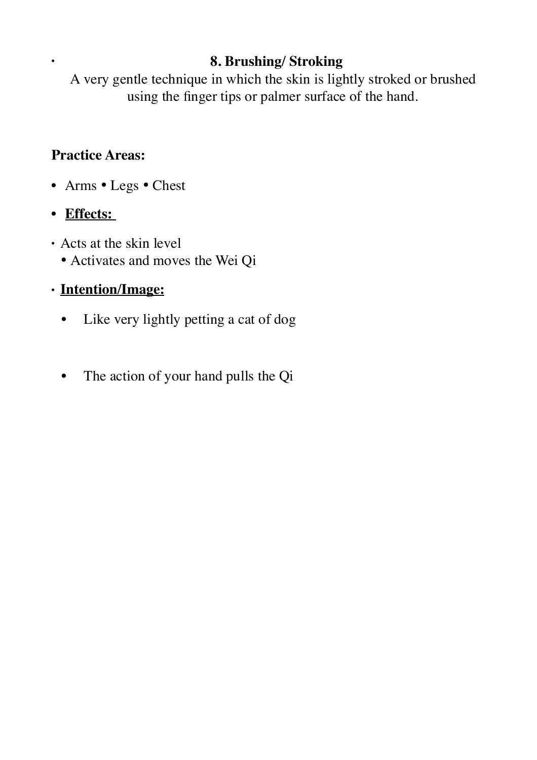## 8. Brushing/ Stroking

A very gentle technique in which the skin is lightly stroked or brushed using the finger tips or palmer surface of the hand.

**Practice Areas:**

- Arms • Legs • Chest

- **Effects:**

- Acts at the skin level
  - Activates and moves the Wei Qi

- **Intention/Image:**

  - Like very lightly petting a cat of dog

  - The action of your hand pulls the Qi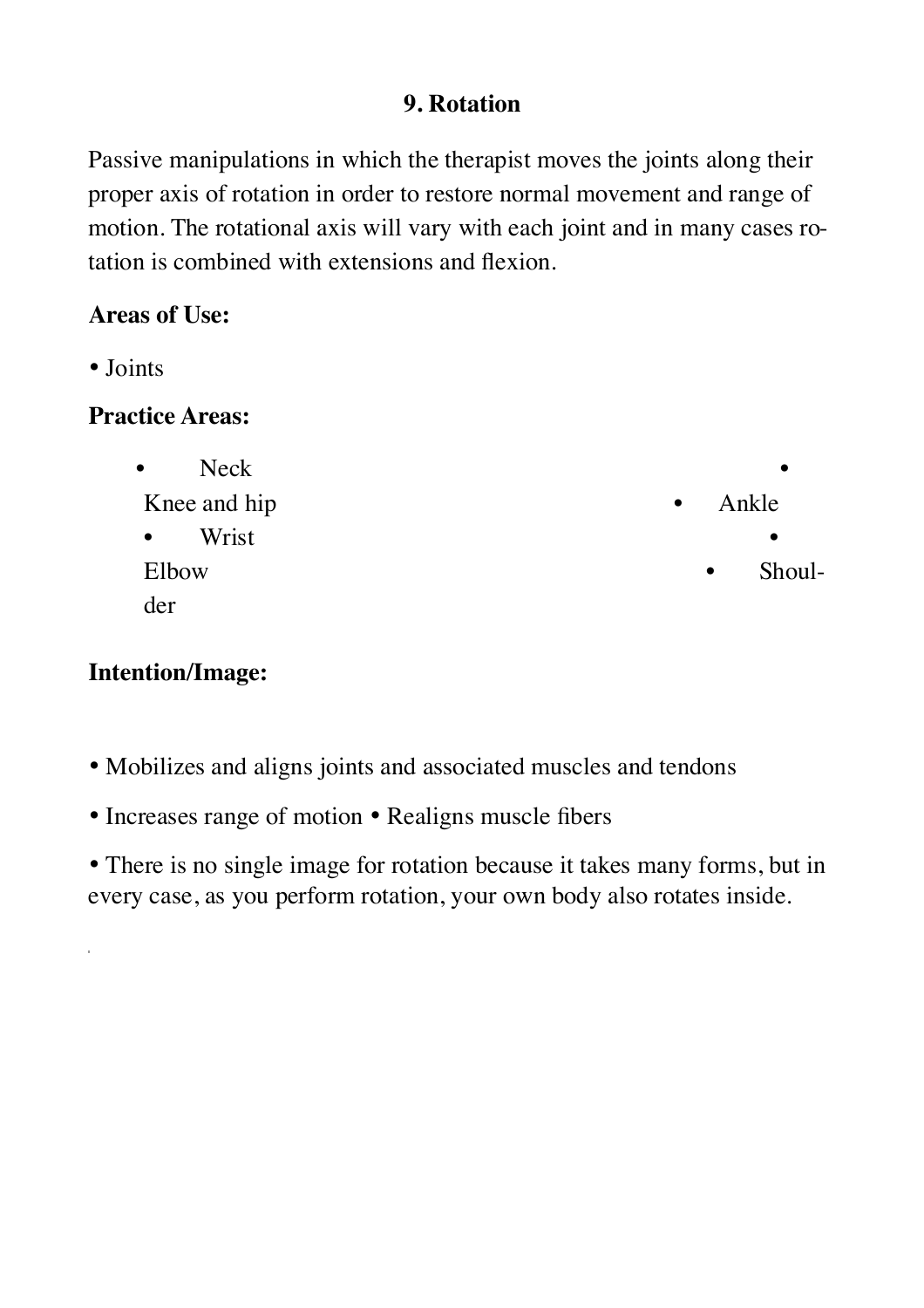## 9. Rotation

Passive manipulations in which the therapist moves the joints along their proper axis of rotation in order to restore normal movement and range of motion. The rotational axis will vary with each joint and in many cases rotation is combined with extensions and flexion.

**Areas of Use:**

- Joints

**Practice Areas:**

- Neck
- Knee and hip
- Ankle
- Wrist
- Elbow
- Shoulder

**Intention/Image:**

- Mobilizes and aligns joints and associated muscles and tendons
- Increases range of motion
- Realigns muscle fibers
- There is no single image for rotation because it takes many forms, but in every case, as you perform rotation, your own body also rotates inside.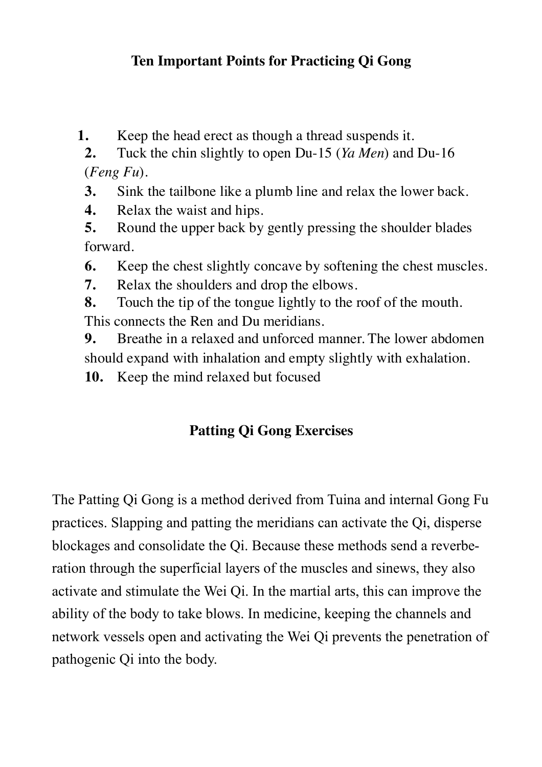## Ten Important Points for Practicing Qi Gong

1. Keep the head erect as though a thread suspends it.
2. Tuck the chin slightly to open Du-15 (*Ya Men*) and Du-16 (*Feng Fu*).
3. Sink the tailbone like a plumb line and relax the lower back.
4. Relax the waist and hips.
5. Round the upper back by gently pressing the shoulder blades forward.
6. Keep the chest slightly concave by softening the chest muscles.
7. Relax the shoulders and drop the elbows.
8. Touch the tip of the tongue lightly to the roof of the mouth. This connects the Ren and Du meridians.
9. Breathe in a relaxed and unforced manner. The lower abdomen should expand with inhalation and empty slightly with exhalation.
10. Keep the mind relaxed but focused

## Patting Qi Gong Exercises

The Patting Qi Gong is a method derived from Tuina and internal Gong Fu practices. Slapping and patting the meridians can activate the Qi, disperse blockages and consolidate the Qi. Because these methods send a reverberation through the superficial layers of the muscles and sinews, they also activate and stimulate the Wei Qi. In the martial arts, this can improve the ability of the body to take blows. In medicine, keeping the channels and network vessels open and activating the Wei Qi prevents the penetration of pathogenic Qi into the body.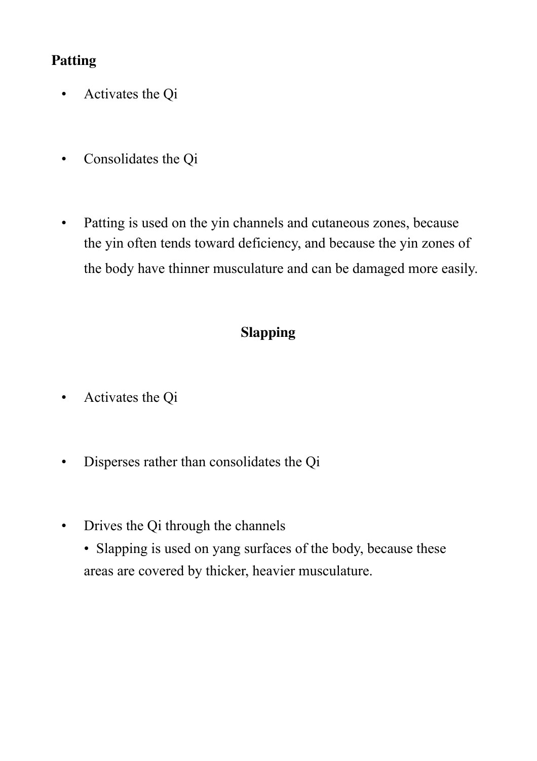**Patting**

- Activates the Qi
- Consolidates the Qi
- Patting is used on the yin channels and cutaneous zones, because the yin often tends toward deficiency, and because the yin zones of the body have thinner musculature and can be damaged more easily.

**Slapping**

- Activates the Qi
- Disperses rather than consolidates the Qi
- Drives the Qi through the channels
  - Slapping is used on yang surfaces of the body, because these areas are covered by thicker, heavier musculature.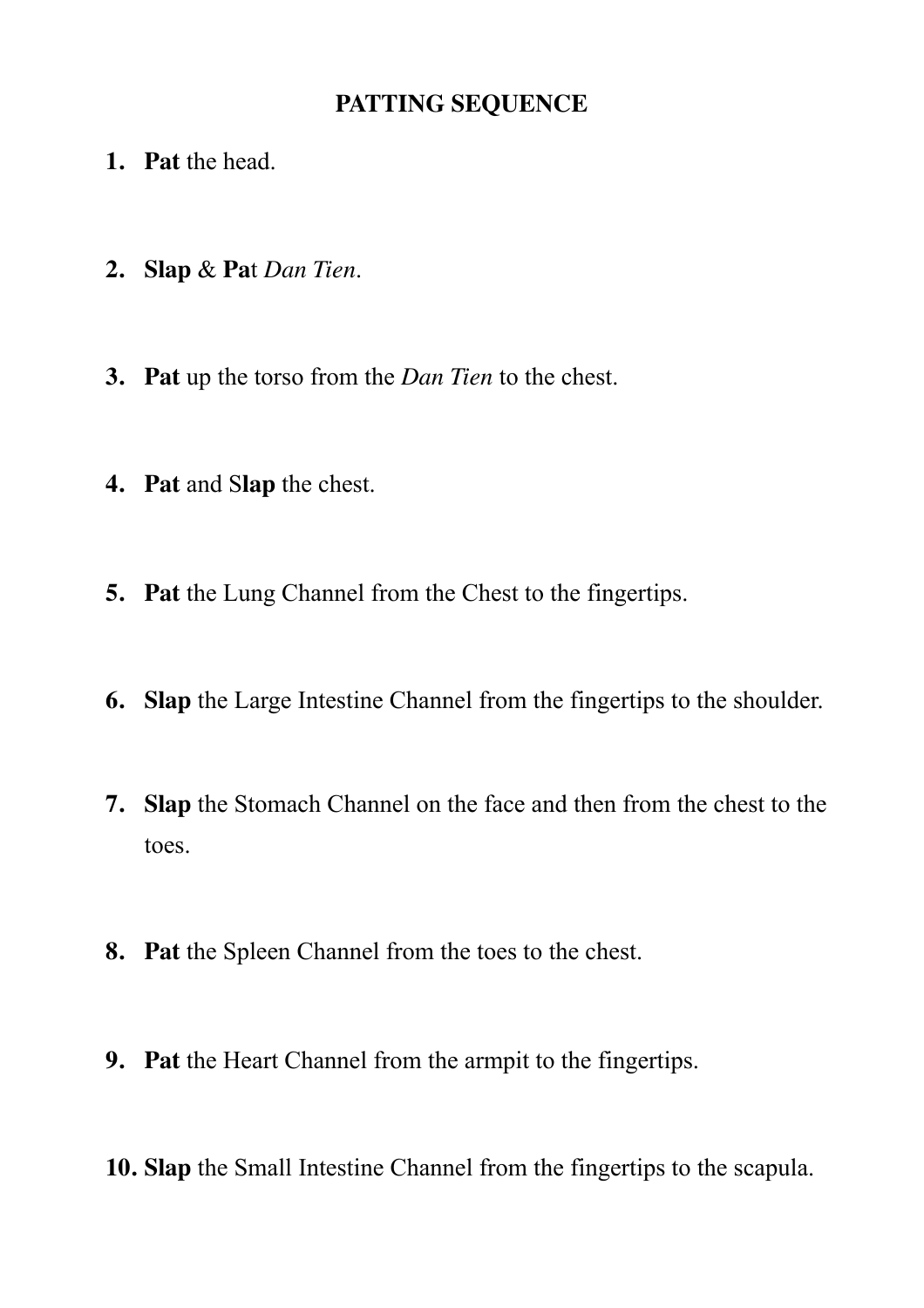# PATTING SEQUENCE

1. **Pat** the head.

2. **Slap** & **Pa**t *Dan Tien*.

3. **Pat** up the torso from the *Dan Tien* to the chest.

4. **Pat** and S**lap** the chest.

5. **Pat** the Lung Channel from the Chest to the fingertips.

6. **Slap** the Large Intestine Channel from the fingertips to the shoulder.

7. **Slap** the Stomach Channel on the face and then from the chest to the toes.

8. **Pat** the Spleen Channel from the toes to the chest.

9. **Pat** the Heart Channel from the armpit to the fingertips.

10. **Slap** the Small Intestine Channel from the fingertips to the scapula.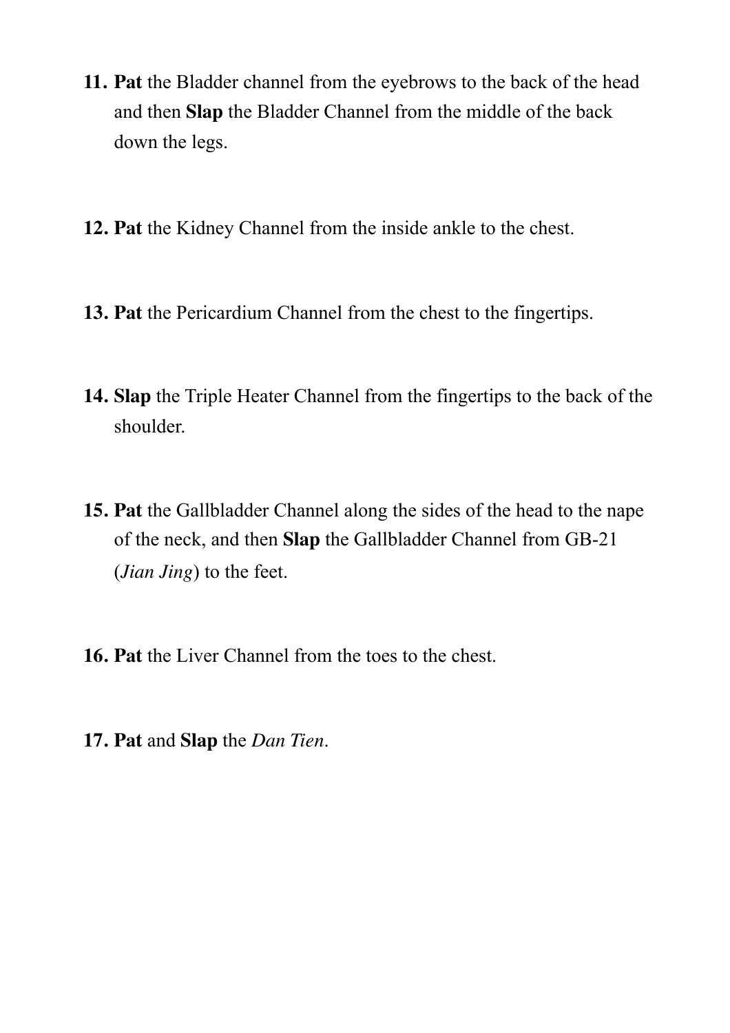11. **Pat** the Bladder channel from the eyebrows to the back of the head and then **Slap** the Bladder Channel from the middle of the back down the legs.

12. **Pat** the Kidney Channel from the inside ankle to the chest.

13. **Pat** the Pericardium Channel from the chest to the fingertips.

14. **Slap** the Triple Heater Channel from the fingertips to the back of the shoulder.

15. **Pat** the Gallbladder Channel along the sides of the head to the nape of the neck, and then **Slap** the Gallbladder Channel from GB-21 (*Jian Jing*) to the feet.

16. **Pat** the Liver Channel from the toes to the chest.

17. **Pat** and **Slap** the *Dan Tien*.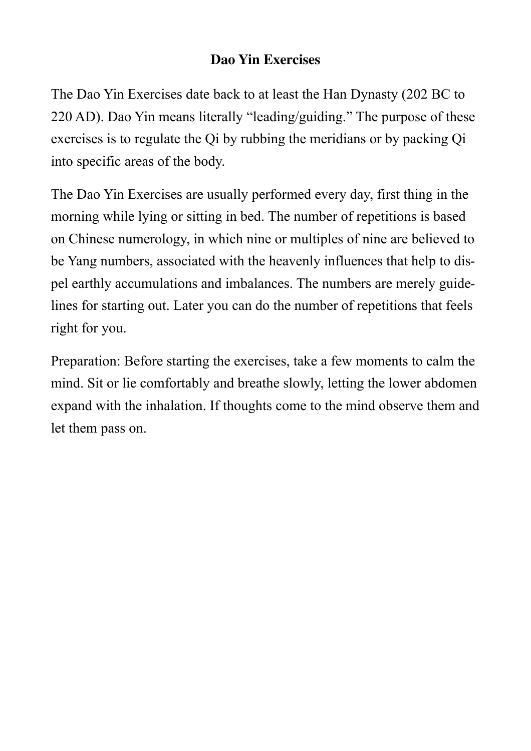## Dao Yin Exercises

The Dao Yin Exercises date back to at least the Han Dynasty (202 BC to 220 AD). Dao Yin means literally "leading/guiding." The purpose of these exercises is to regulate the Qi by rubbing the meridians or by packing Qi into specific areas of the body.

The Dao Yin Exercises are usually performed every day, first thing in the morning while lying or sitting in bed. The number of repetitions is based on Chinese numerology, in which nine or multiples of nine are believed to be Yang numbers, associated with the heavenly influences that help to dispel earthly accumulations and imbalances. The numbers are merely guidelines for starting out. Later you can do the number of repetitions that feels right for you.

Preparation: Before starting the exercises, take a few moments to calm the mind. Sit or lie comfortably and breathe slowly, letting the lower abdomen expand with the inhalation. If thoughts come to the mind observe them and let them pass on.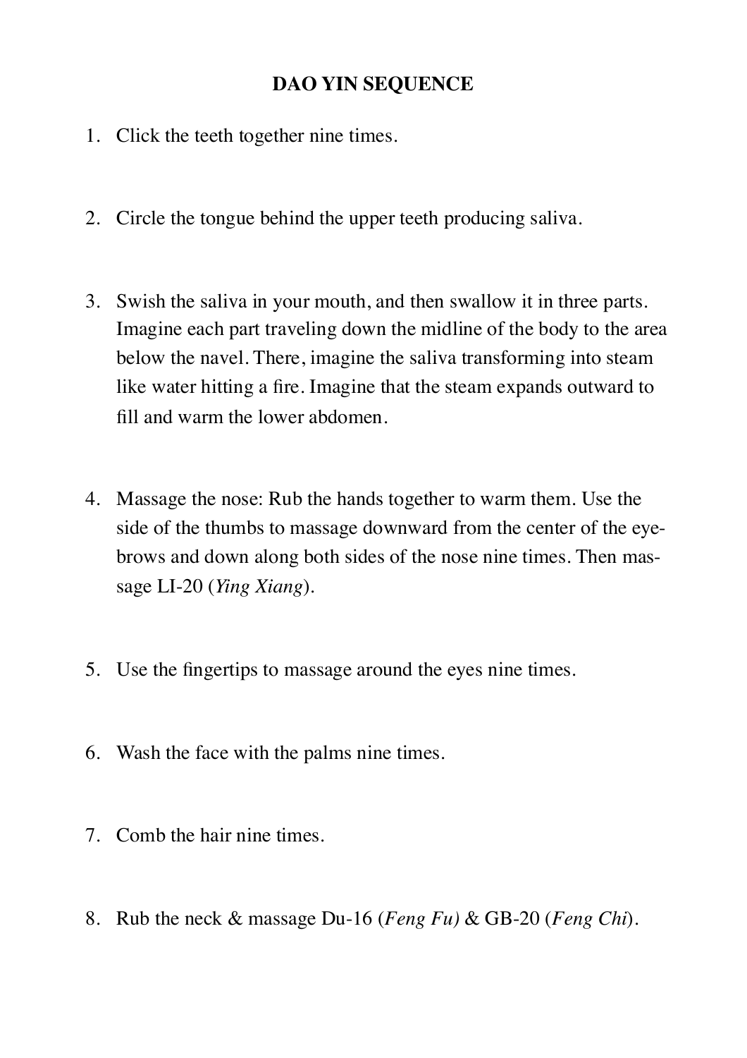# DAO YIN SEQUENCE

1. Click the teeth together nine times.

2. Circle the tongue behind the upper teeth producing saliva.

3. Swish the saliva in your mouth, and then swallow it in three parts. Imagine each part traveling down the midline of the body to the area below the navel. There, imagine the saliva transforming into steam like water hitting a fire. Imagine that the steam expands outward to fill and warm the lower abdomen.

4. Massage the nose: Rub the hands together to warm them. Use the side of the thumbs to massage downward from the center of the eyebrows and down along both sides of the nose nine times. Then massage LI-20 (*Ying Xiang*).

5. Use the fingertips to massage around the eyes nine times.

6. Wash the face with the palms nine times.

7. Comb the hair nine times.

8. Rub the neck & massage Du-16 (*Feng Fu)* & GB-20 (*Feng Chi*).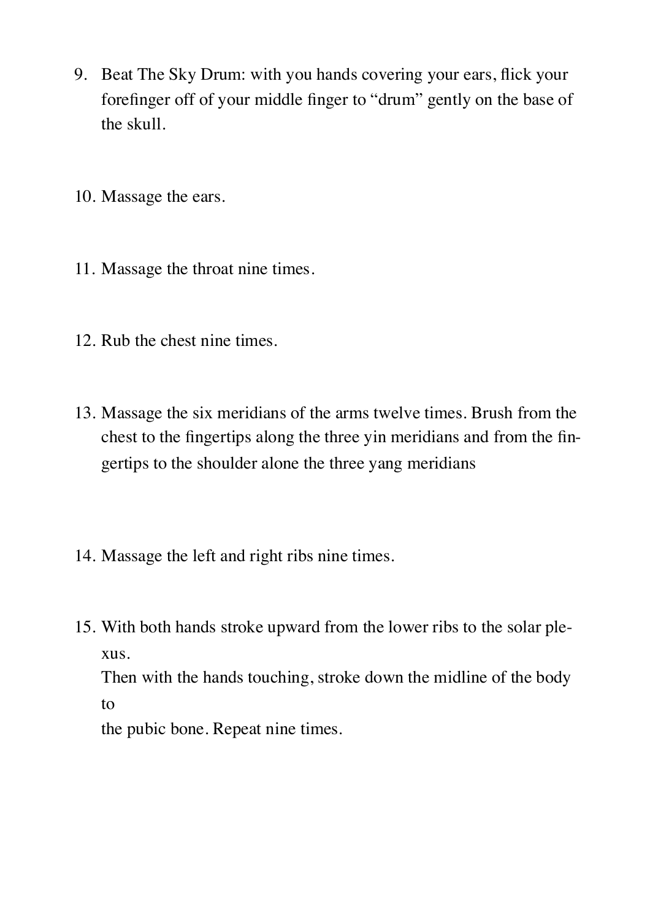9. Beat The Sky Drum: with you hands covering your ears, flick your forefinger off of your middle finger to "drum" gently on the base of the skull.

10. Massage the ears.

11. Massage the throat nine times.

12. Rub the chest nine times.

13. Massage the six meridians of the arms twelve times. Brush from the chest to the fingertips along the three yin meridians and from the fingertips to the shoulder alone the three yang meridians

14. Massage the left and right ribs nine times.

15. With both hands stroke upward from the lower ribs to the solar plexus.
    Then with the hands touching, stroke down the midline of the body to
    the pubic bone. Repeat nine times.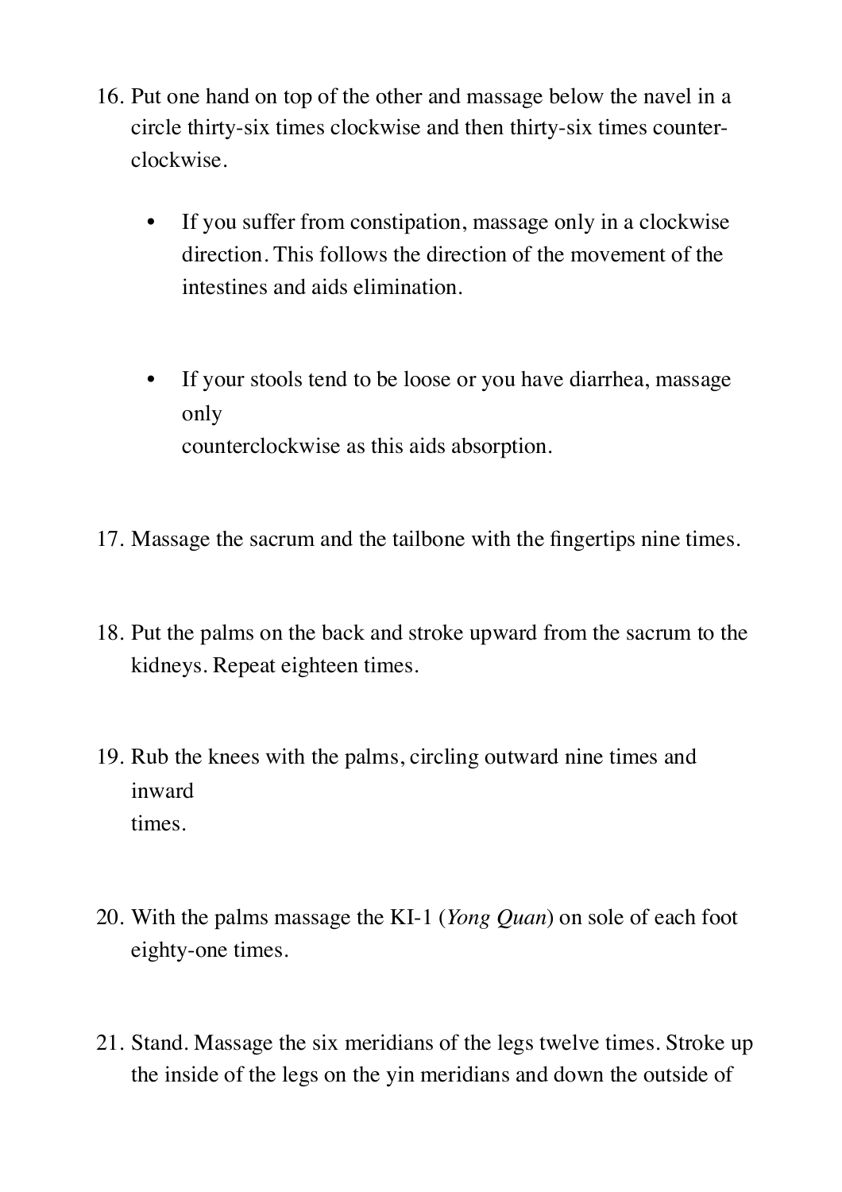16. Put one hand on top of the other and massage below the navel in a circle thirty-six times clockwise and then thirty-six times counter-clockwise.

    - If you suffer from constipation, massage only in a clockwise direction. This follows the direction of the movement of the intestines and aids elimination.

    - If your stools tend to be loose or you have diarrhea, massage only counterclockwise as this aids absorption.

17. Massage the sacrum and the tailbone with the fingertips nine times.

18. Put the palms on the back and stroke upward from the sacrum to the kidneys. Repeat eighteen times.

19. Rub the knees with the palms, circling outward nine times and inward times.

20. With the palms massage the KI-1 (*Yong Quan*) on sole of each foot eighty-one times.

21. Stand. Massage the six meridians of the legs twelve times. Stroke up the inside of the legs on the yin meridians and down the outside of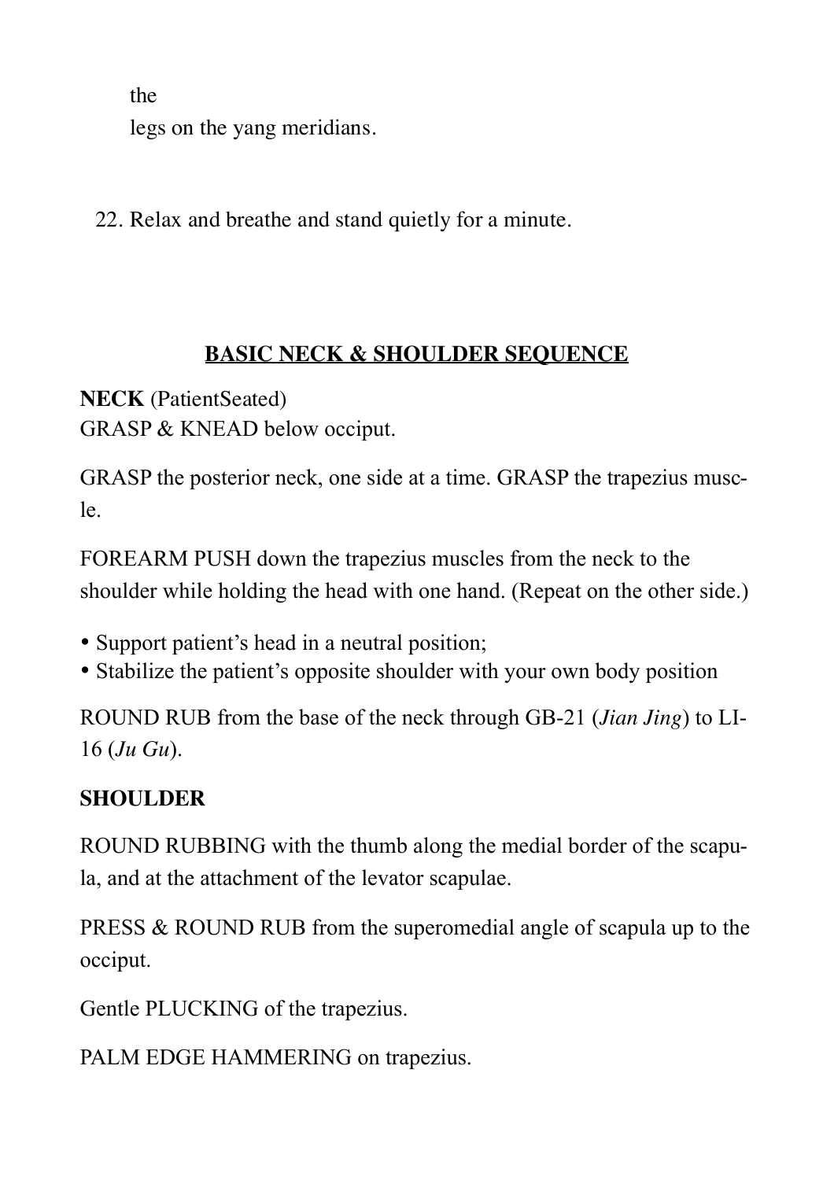the
legs on the yang meridians.

22. Relax and breathe and stand quietly for a minute.

## BASIC NECK & SHOULDER SEQUENCE

**NECK** (PatientSeated)
GRASP & KNEAD below occiput.

GRASP the posterior neck, one side at a time. GRASP the trapezius muscle.

FOREARM PUSH down the trapezius muscles from the neck to the shoulder while holding the head with one hand. (Repeat on the other side.)

- Support patient's head in a neutral position;
- Stabilize the patient's opposite shoulder with your own body position

ROUND RUB from the base of the neck through GB-21 (*Jian Jing*) to LI-16 (*Ju Gu*).

**SHOULDER**

ROUND RUBBING with the thumb along the medial border of the scapula, and at the attachment of the levator scapulae.

PRESS & ROUND RUB from the superomedial angle of scapula up to the occiput.

Gentle PLUCKING of the trapezius.

PALM EDGE HAMMERING on trapezius.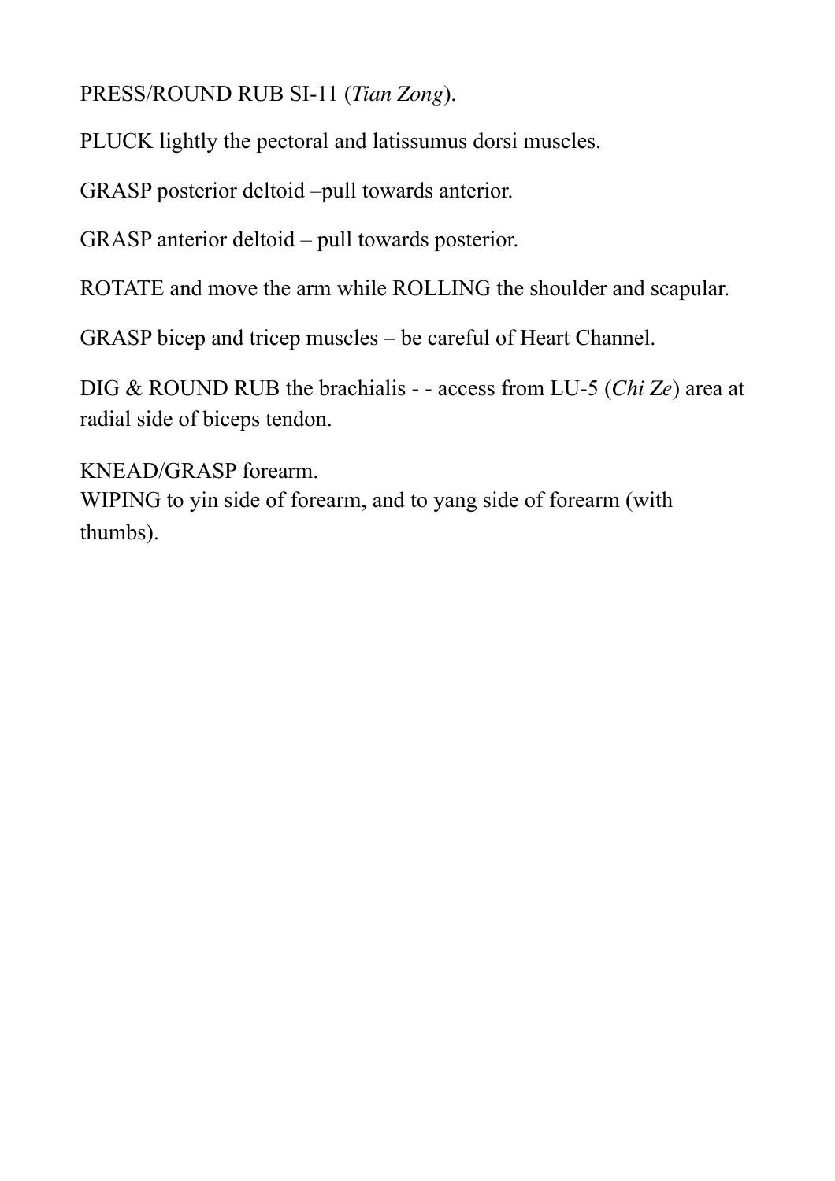PRESS/ROUND RUB SI-11 (*Tian Zong*).

PLUCK lightly the pectoral and latissumus dorsi muscles.

GRASP posterior deltoid –pull towards anterior.

GRASP anterior deltoid – pull towards posterior.

ROTATE and move the arm while ROLLING the shoulder and scapular.

GRASP bicep and tricep muscles – be careful of Heart Channel.

DIG & ROUND RUB the brachialis - - access from LU-5 (*Chi Ze*) area at radial side of biceps tendon.

KNEAD/GRASP forearm.
WIPING to yin side of forearm, and to yang side of forearm (with thumbs).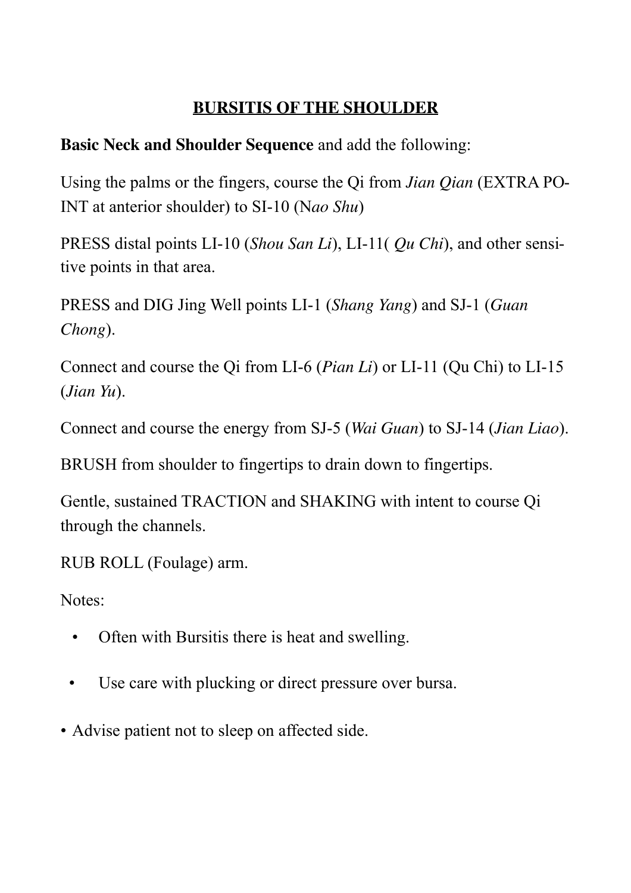# **BURSITIS OF THE SHOULDER**

**Basic Neck and Shoulder Sequence** and add the following:

Using the palms or the fingers, course the Qi from *Jian Qian* (EXTRA POINT at anterior shoulder) to SI-10 (N*ao Shu*)

PRESS distal points LI-10 (*Shou San Li*), LI-11( *Qu Chi*), and other sensitive points in that area.

PRESS and DIG Jing Well points LI-1 (*Shang Yang*) and SJ-1 (*Guan Chong*).

Connect and course the Qi from LI-6 (*Pian Li*) or LI-11 (Qu Chi) to LI-15 (*Jian Yu*).

Connect and course the energy from SJ-5 (*Wai Guan*) to SJ-14 (*Jian Liao*).

BRUSH from shoulder to fingertips to drain down to fingertips.

Gentle, sustained TRACTION and SHAKING with intent to course Qi through the channels.

RUB ROLL (Foulage) arm.

Notes:

- Often with Bursitis there is heat and swelling.
- Use care with plucking or direct pressure over bursa.
- Advise patient not to sleep on affected side.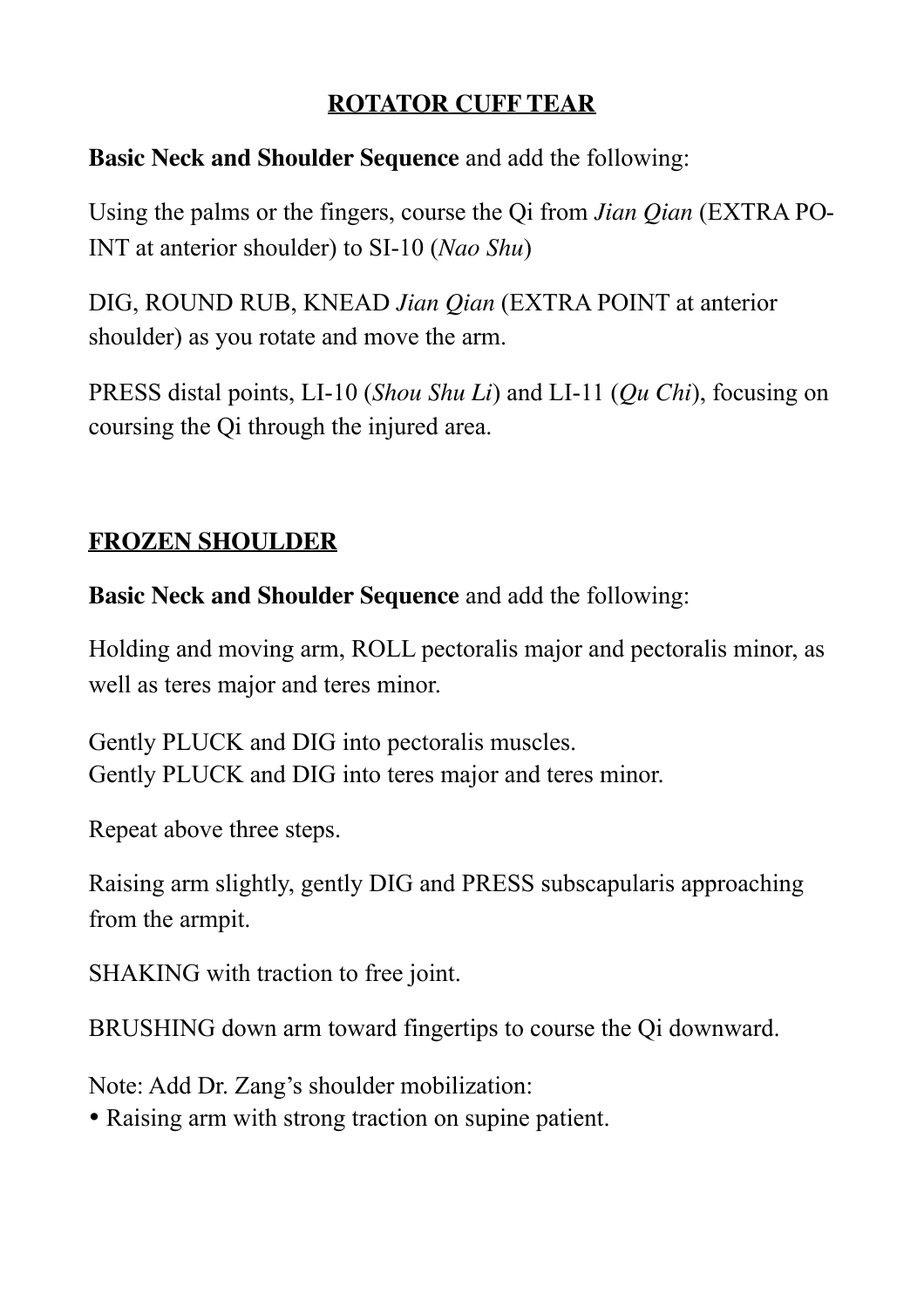## <u>ROTATOR CUFF TEAR</u>

**Basic Neck and Shoulder Sequence** and add the following:

Using the palms or the fingers, course the Qi from *Jian Qian* (EXTRA POINT at anterior shoulder) to SI-10 (*Nao Shu*)

DIG, ROUND RUB, KNEAD *Jian Qian* (EXTRA POINT at anterior shoulder) as you rotate and move the arm.

PRESS distal points, LI-10 (*Shou Shu Li*) and LI-11 (*Qu Chi*), focusing on coursing the Qi through the injured area.

## <u>FROZEN SHOULDER</u>

**Basic Neck and Shoulder Sequence** and add the following:

Holding and moving arm, ROLL pectoralis major and pectoralis minor, as well as teres major and teres minor.

Gently PLUCK and DIG into pectoralis muscles.
Gently PLUCK and DIG into teres major and teres minor.

Repeat above three steps.

Raising arm slightly, gently DIG and PRESS subscapularis approaching from the armpit.

SHAKING with traction to free joint.

BRUSHING down arm toward fingertips to course the Qi downward.

Note: Add Dr. Zang's shoulder mobilization:
- Raising arm with strong traction on supine patient.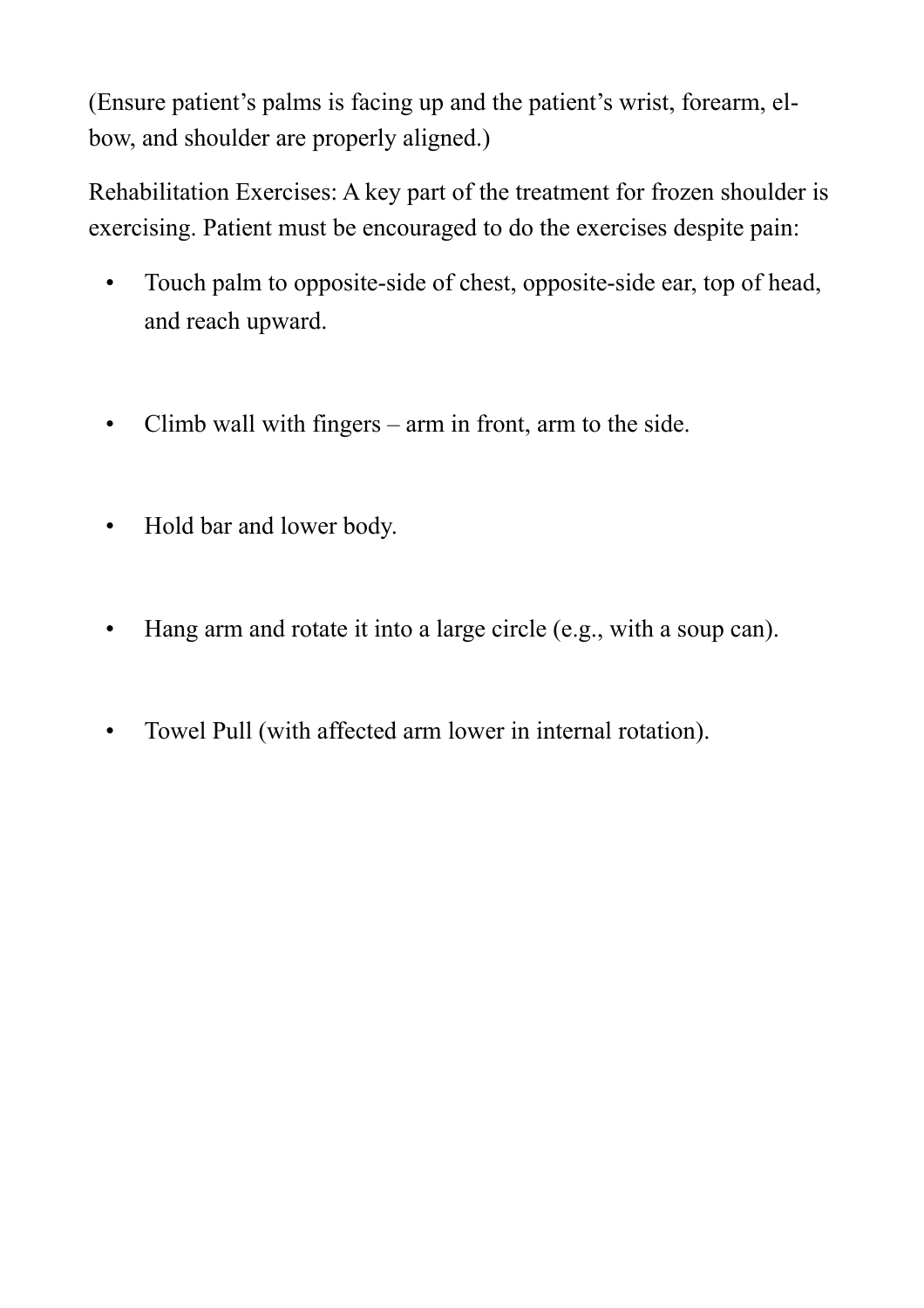(Ensure patient's palms is facing up and the patient's wrist, forearm, elbow, and shoulder are properly aligned.)

Rehabilitation Exercises: A key part of the treatment for frozen shoulder is exercising. Patient must be encouraged to do the exercises despite pain:

- Touch palm to opposite-side of chest, opposite-side ear, top of head, and reach upward.
- Climb wall with fingers – arm in front, arm to the side.
- Hold bar and lower body.
- Hang arm and rotate it into a large circle (e.g., with a soup can).
- Towel Pull (with affected arm lower in internal rotation).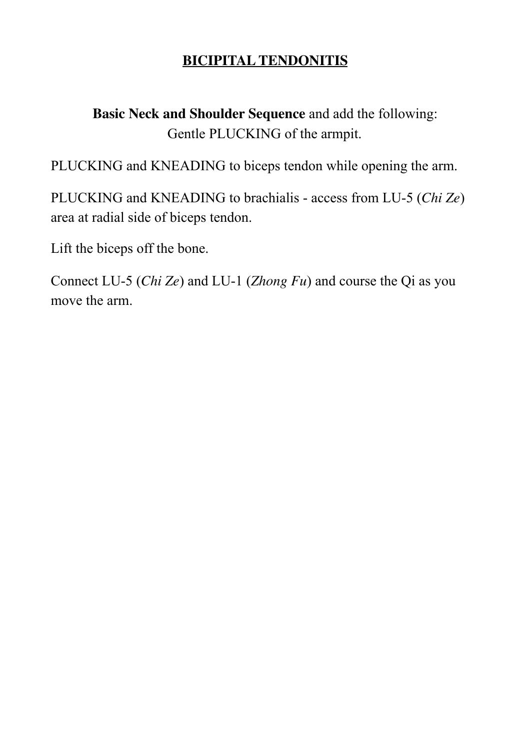# BICIPITAL TENDONITIS

**Basic Neck and Shoulder Sequence** and add the following:
Gentle PLUCKING of the armpit.

PLUCKING and KNEADING to biceps tendon while opening the arm.

PLUCKING and KNEADING to brachialis - access from LU-5 (*Chi Ze*) area at radial side of biceps tendon.

Lift the biceps off the bone.

Connect LU-5 (*Chi Ze*) and LU-1 (*Zhong Fu*) and course the Qi as you move the arm.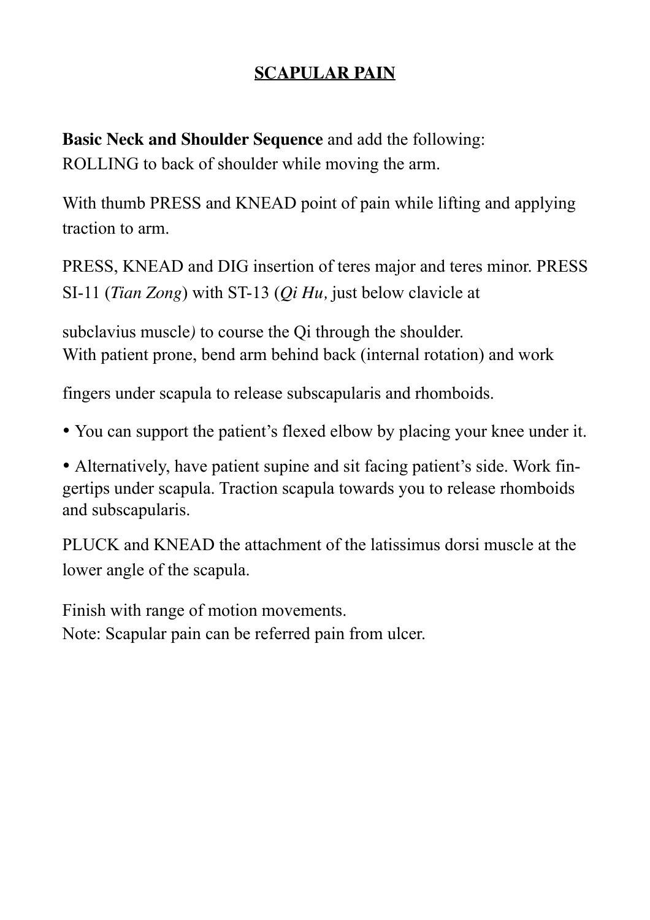# SCAPULAR PAIN

**Basic Neck and Shoulder Sequence** and add the following:
ROLLING to back of shoulder while moving the arm.

With thumb PRESS and KNEAD point of pain while lifting and applying traction to arm.

PRESS, KNEAD and DIG insertion of teres major and teres minor. PRESS SI-11 (*Tian Zong*) with ST-13 (*Qi Hu,* just below clavicle at subclavius muscle*)* to course the Qi through the shoulder.
With patient prone, bend arm behind back (internal rotation) and work fingers under scapula to release subscapularis and rhomboids.

- You can support the patient's flexed elbow by placing your knee under it.
- Alternatively, have patient supine and sit facing patient's side. Work fingertips under scapula. Traction scapula towards you to release rhomboids and subscapularis.

PLUCK and KNEAD the attachment of the latissimus dorsi muscle at the lower angle of the scapula.

Finish with range of motion movements.
Note: Scapular pain can be referred pain from ulcer.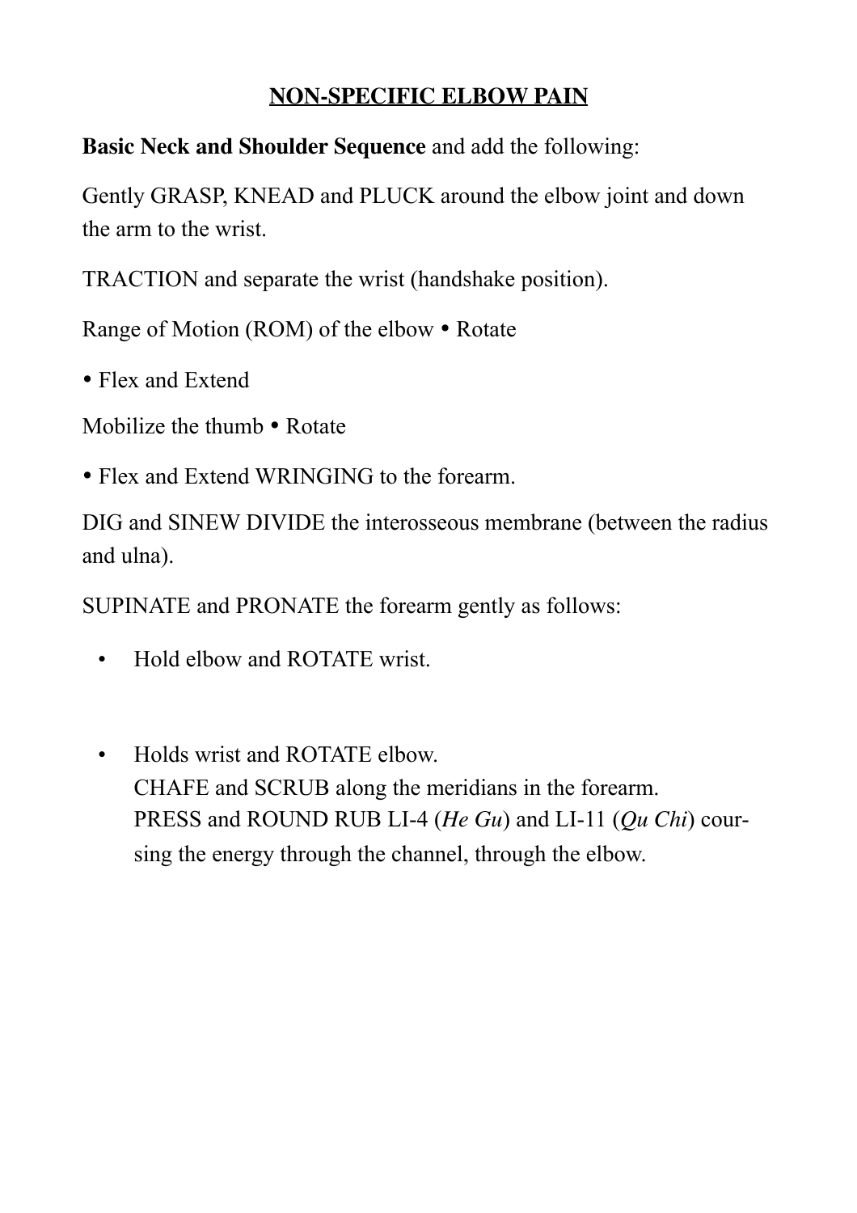# NON-SPECIFIC ELBOW PAIN

**Basic Neck and Shoulder Sequence** and add the following:

Gently GRASP, KNEAD and PLUCK around the elbow joint and down the arm to the wrist.

TRACTION and separate the wrist (handshake position).

Range of Motion (ROM) of the elbow • Rotate

• Flex and Extend

Mobilize the thumb • Rotate

• Flex and Extend WRINGING to the forearm.

DIG and SINEW DIVIDE the interosseous membrane (between the radius and ulna).

SUPINATE and PRONATE the forearm gently as follows:

- Hold elbow and ROTATE wrist.

- Holds wrist and ROTATE elbow.
  CHAFE and SCRUB along the meridians in the forearm.
  PRESS and ROUND RUB LI-4 (*He Gu*) and LI-11 (*Qu Chi*) coursing the energy through the channel, through the elbow.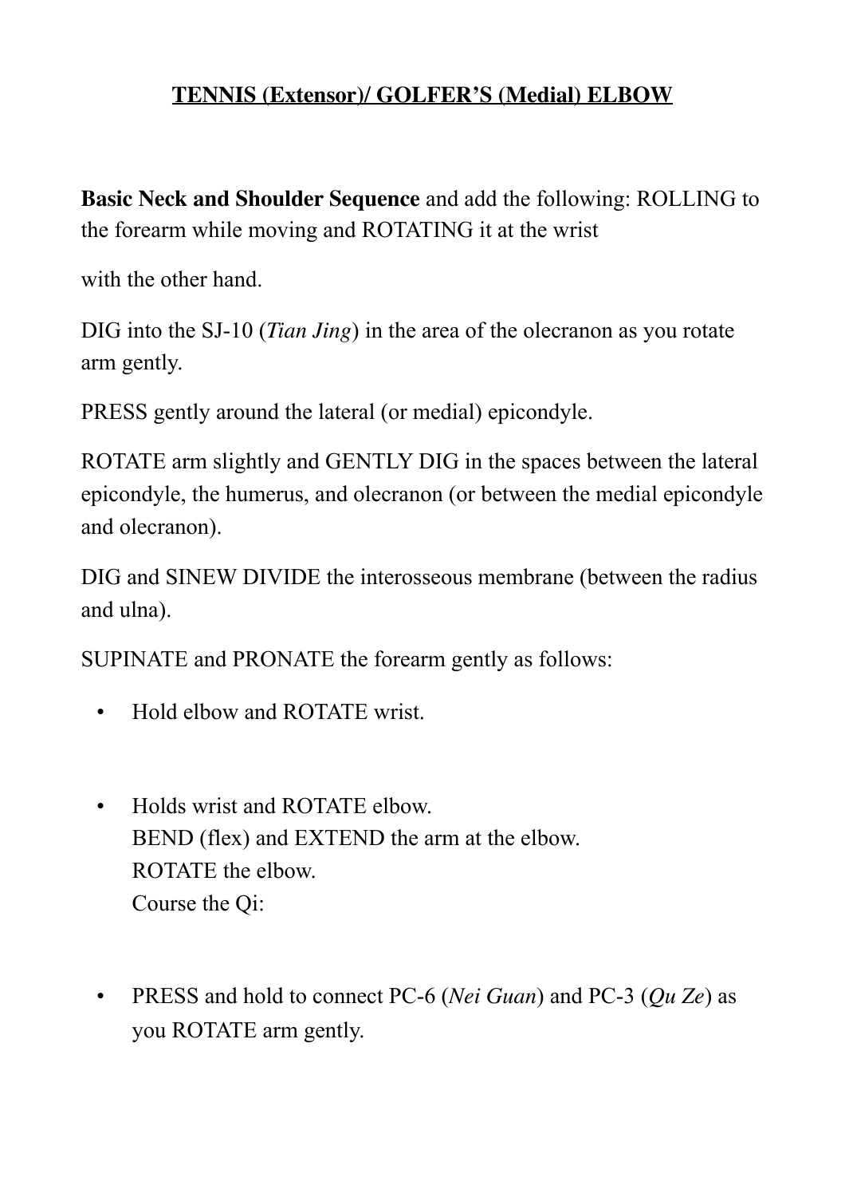## TENNIS (Extensor)/ GOLFER'S (Medial) ELBOW

**Basic Neck and Shoulder Sequence** and add the following: ROLLING to the forearm while moving and ROTATING it at the wrist

with the other hand.

DIG into the SJ-10 (*Tian Jing*) in the area of the olecranon as you rotate arm gently.

PRESS gently around the lateral (or medial) epicondyle.

ROTATE arm slightly and GENTLY DIG in the spaces between the lateral epicondyle, the humerus, and olecranon (or between the medial epicondyle and olecranon).

DIG and SINEW DIVIDE the interosseous membrane (between the radius and ulna).

SUPINATE and PRONATE the forearm gently as follows:

- Hold elbow and ROTATE wrist.

- Holds wrist and ROTATE elbow.
  BEND (flex) and EXTEND the arm at the elbow.
  ROTATE the elbow.
  Course the Qi:

- PRESS and hold to connect PC-6 (*Nei Guan*) and PC-3 (*Qu Ze*) as you ROTATE arm gently.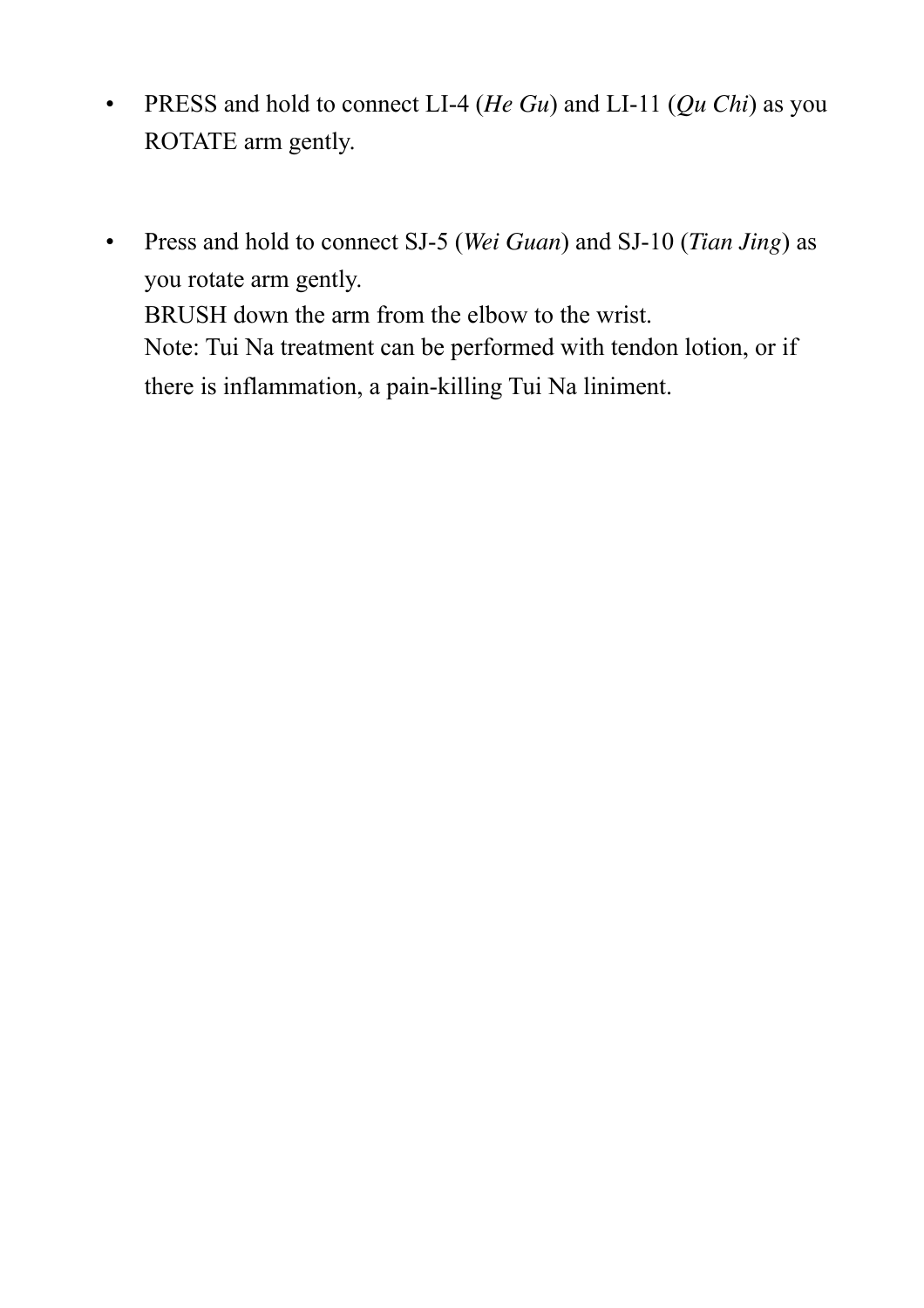- PRESS and hold to connect LI-4 (*He Gu*) and LI-11 (*Qu Chi*) as you ROTATE arm gently.

- Press and hold to connect SJ-5 (*Wei Guan*) and SJ-10 (*Tian Jing*) as you rotate arm gently.
  BRUSH down the arm from the elbow to the wrist.
  Note: Tui Na treatment can be performed with tendon lotion, or if there is inflammation, a pain-killing Tui Na liniment.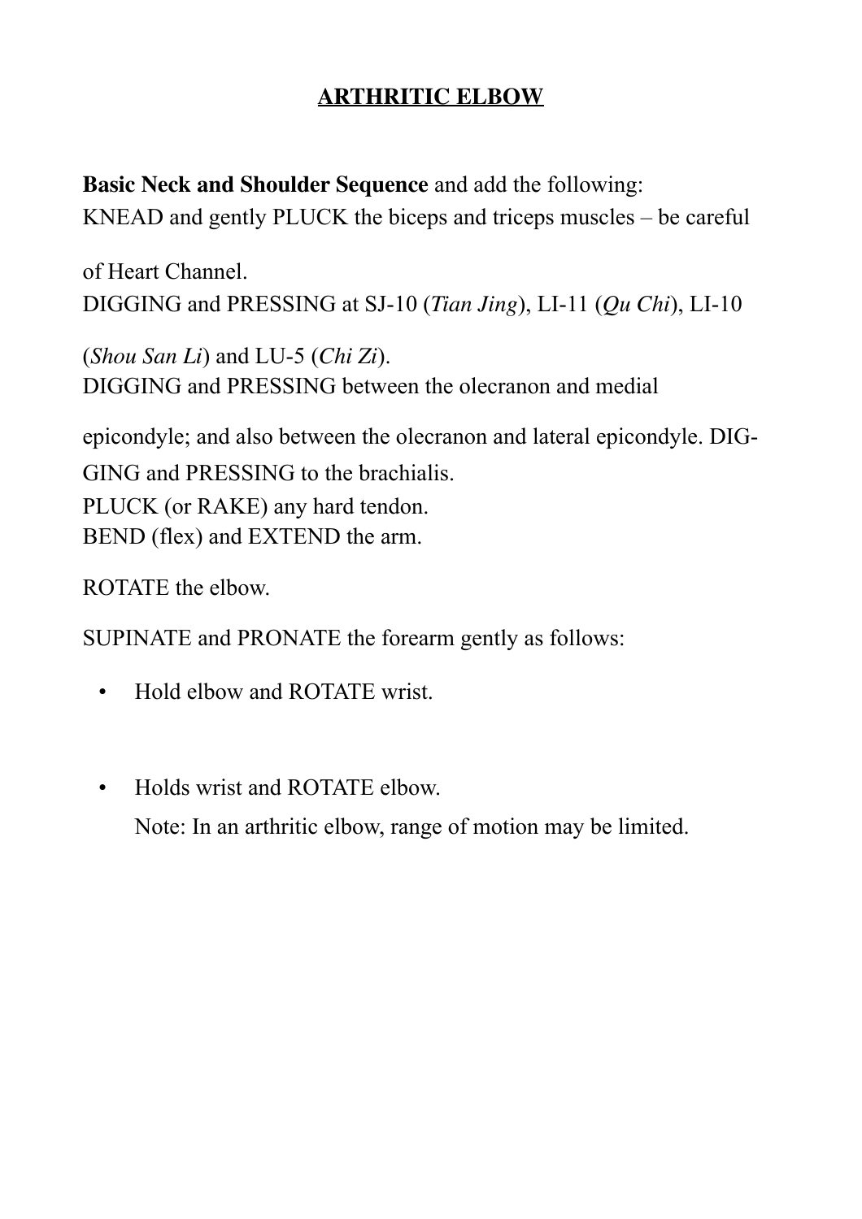# ARTHRITIC ELBOW

**Basic Neck and Shoulder Sequence** and add the following:
KNEAD and gently PLUCK the biceps and triceps muscles – be careful of Heart Channel.
DIGGING and PRESSING at SJ-10 (*Tian Jing*), LI-11 (*Qu Chi*), LI-10 (*Shou San Li*) and LU-5 (*Chi Zi*).
DIGGING and PRESSING between the olecranon and medial epicondyle; and also between the olecranon and lateral epicondyle. DIGGING and PRESSING to the brachialis.
PLUCK (or RAKE) any hard tendon.
BEND (flex) and EXTEND the arm.

ROTATE the elbow.

SUPINATE and PRONATE the forearm gently as follows:

- Hold elbow and ROTATE wrist.
- Holds wrist and ROTATE elbow.

  Note: In an arthritic elbow, range of motion may be limited.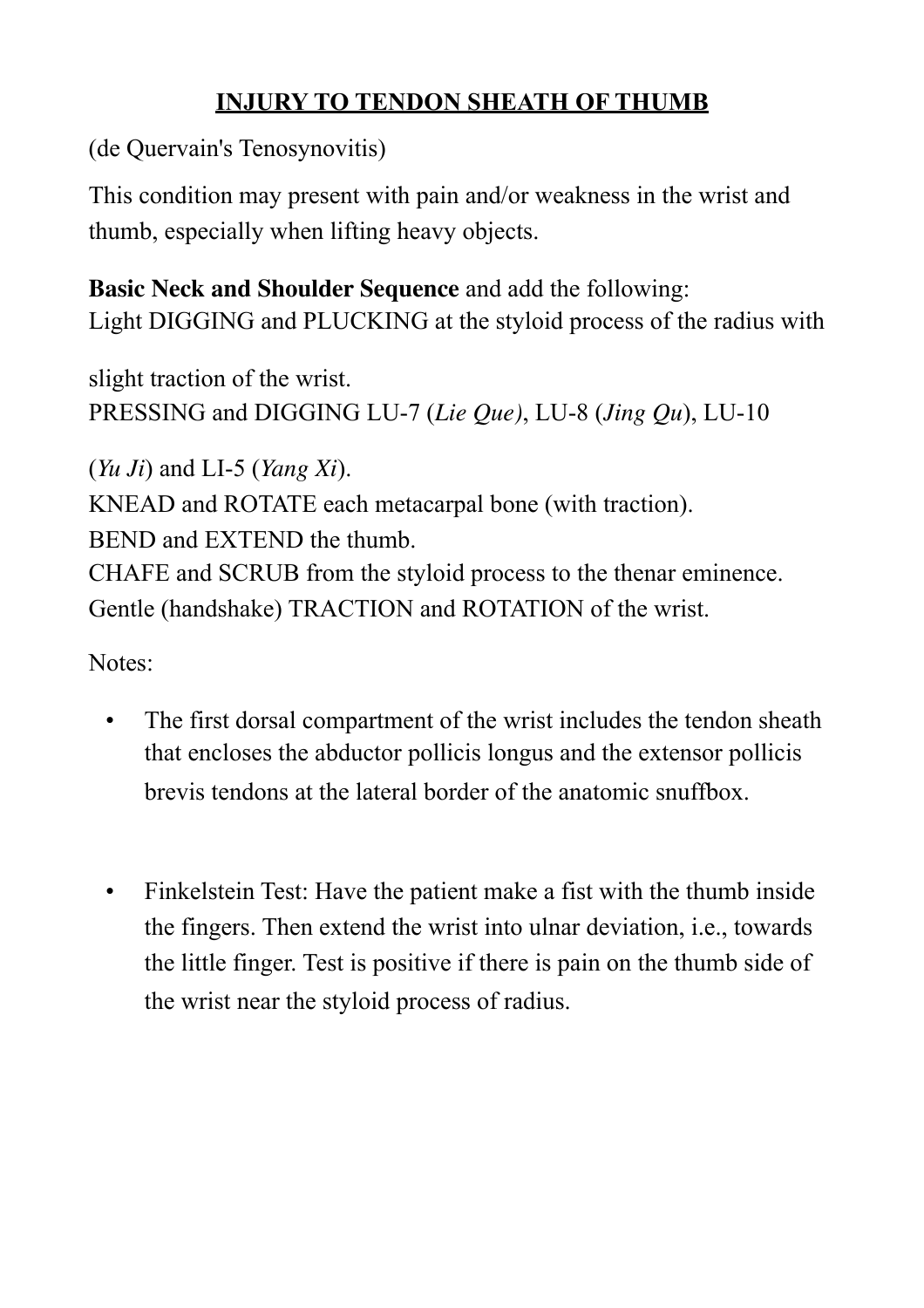## INJURY TO TENDON SHEATH OF THUMB

(de Quervain's Tenosynovitis)

This condition may present with pain and/or weakness in the wrist and thumb, especially when lifting heavy objects.

**Basic Neck and Shoulder Sequence** and add the following:
Light DIGGING and PLUCKING at the styloid process of the radius with slight traction of the wrist.
PRESSING and DIGGING LU-7 (*Lie Que)*, LU-8 (*Jing Qu*), LU-10 (*Yu Ji*) and LI-5 (*Yang Xi*).
KNEAD and ROTATE each metacarpal bone (with traction).
BEND and EXTEND the thumb.
CHAFE and SCRUB from the styloid process to the thenar eminence.
Gentle (handshake) TRACTION and ROTATION of the wrist.

Notes:

- The first dorsal compartment of the wrist includes the tendon sheath that encloses the abductor pollicis longus and the extensor pollicis brevis tendons at the lateral border of the anatomic snuffbox.

- Finkelstein Test: Have the patient make a fist with the thumb inside the fingers. Then extend the wrist into ulnar deviation, i.e., towards the little finger. Test is positive if there is pain on the thumb side of the wrist near the styloid process of radius.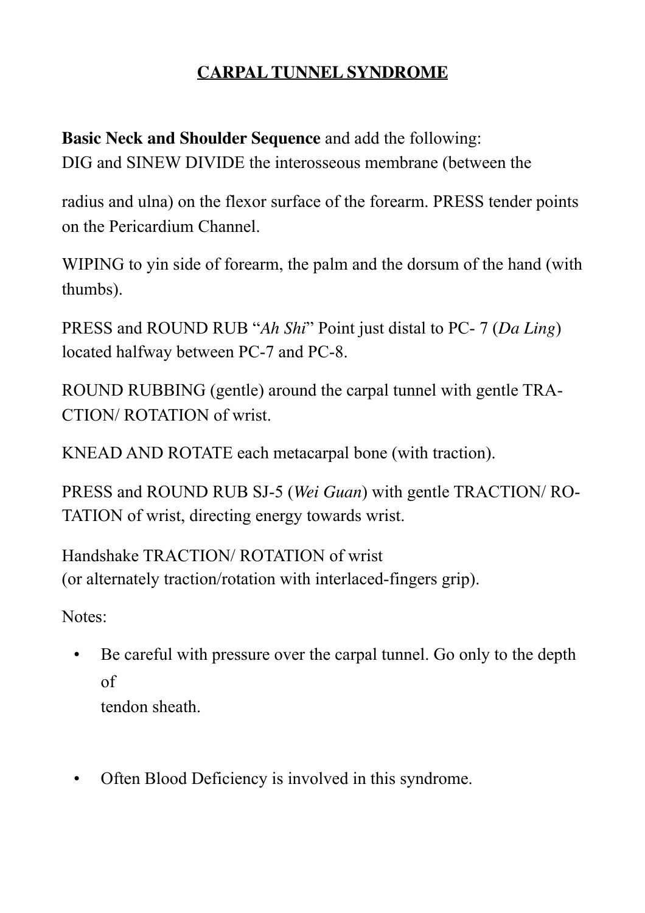# CARPAL TUNNEL SYNDROME

**Basic Neck and Shoulder Sequence** and add the following:
DIG and SINEW DIVIDE the interosseous membrane (between the radius and ulna) on the flexor surface of the forearm. PRESS tender points on the Pericardium Channel.

WIPING to yin side of forearm, the palm and the dorsum of the hand (with thumbs).

PRESS and ROUND RUB "*Ah Shi*" Point just distal to PC- 7 (*Da Ling*) located halfway between PC-7 and PC-8.

ROUND RUBBING (gentle) around the carpal tunnel with gentle TRACTION/ ROTATION of wrist.

KNEAD AND ROTATE each metacarpal bone (with traction).

PRESS and ROUND RUB SJ-5 (*Wei Guan*) with gentle TRACTION/ ROTATION of wrist, directing energy towards wrist.

Handshake TRACTION/ ROTATION of wrist
(or alternately traction/rotation with interlaced-fingers grip).

Notes:

- Be careful with pressure over the carpal tunnel. Go only to the depth of tendon sheath.
- Often Blood Deficiency is involved in this syndrome.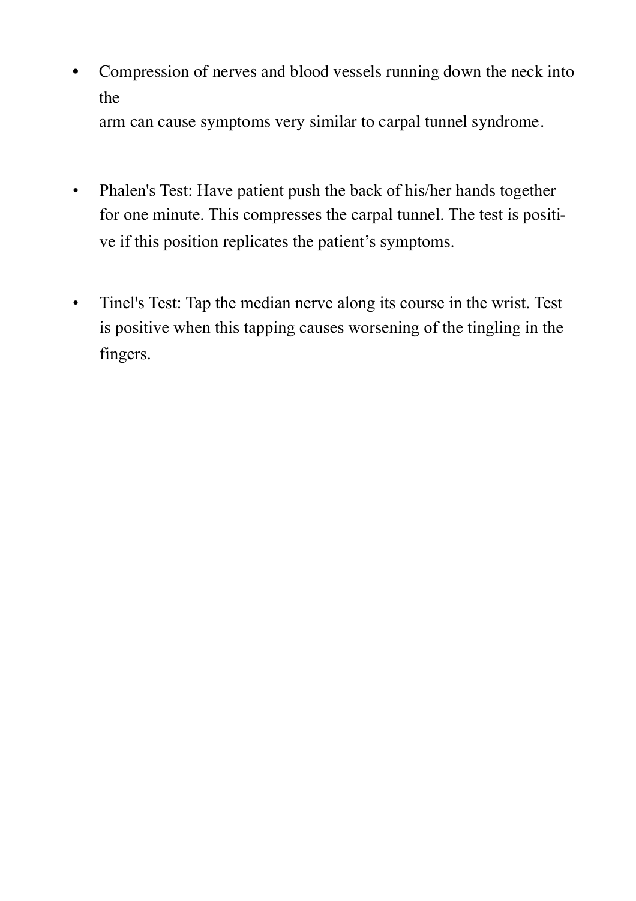- Compression of nerves and blood vessels running down the neck into the arm can cause symptoms very similar to carpal tunnel syndrome.

- Phalen's Test: Have patient push the back of his/her hands together for one minute. This compresses the carpal tunnel. The test is positive if this position replicates the patient's symptoms.

- Tinel's Test: Tap the median nerve along its course in the wrist. Test is positive when this tapping causes worsening of the tingling in the fingers.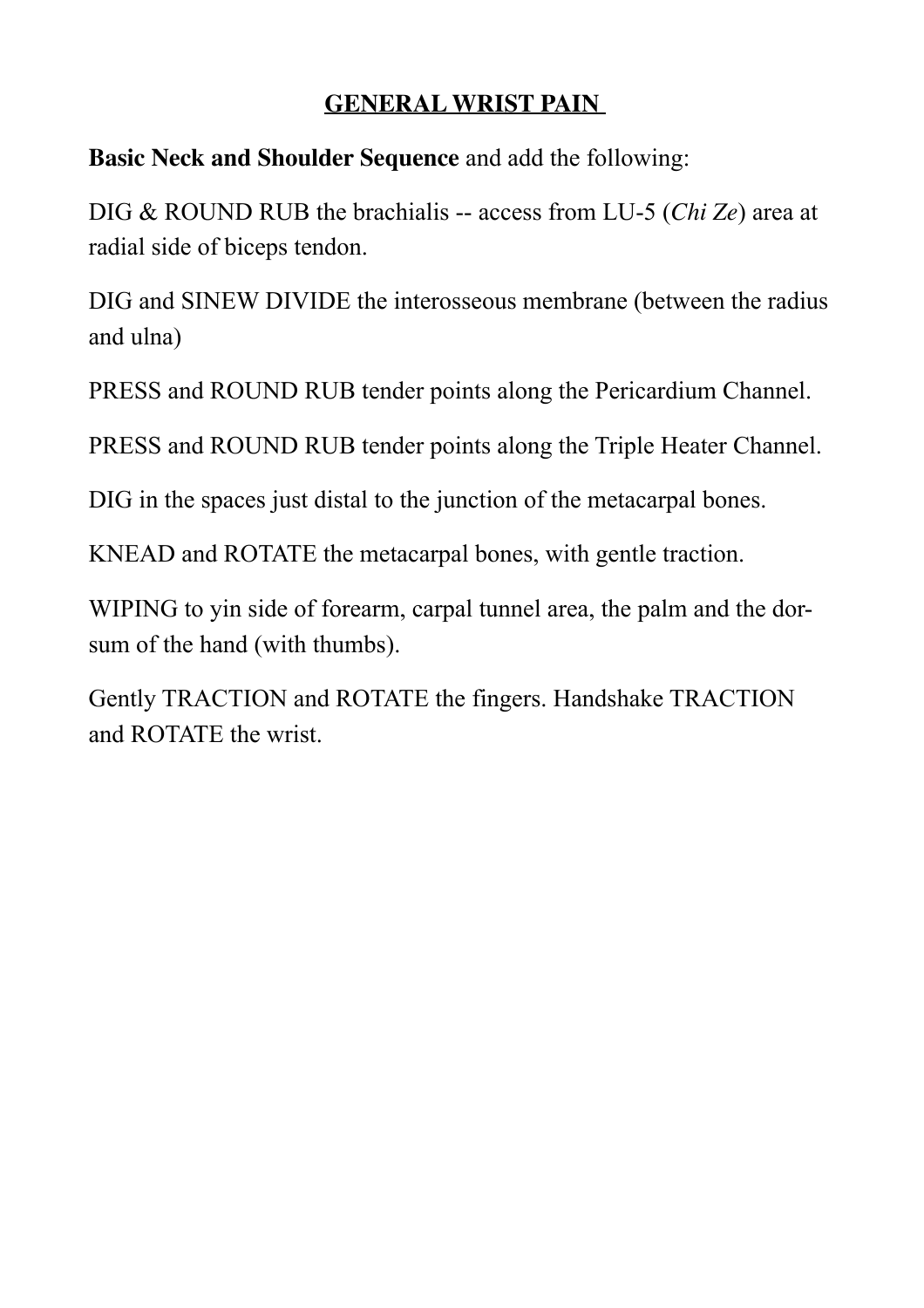## GENERAL WRIST PAIN

**Basic Neck and Shoulder Sequence** and add the following:

DIG & ROUND RUB the brachialis -- access from LU-5 (*Chi Ze*) area at radial side of biceps tendon.

DIG and SINEW DIVIDE the interosseous membrane (between the radius and ulna)

PRESS and ROUND RUB tender points along the Pericardium Channel.

PRESS and ROUND RUB tender points along the Triple Heater Channel.

DIG in the spaces just distal to the junction of the metacarpal bones.

KNEAD and ROTATE the metacarpal bones, with gentle traction.

WIPING to yin side of forearm, carpal tunnel area, the palm and the dorsum of the hand (with thumbs).

Gently TRACTION and ROTATE the fingers. Handshake TRACTION and ROTATE the wrist.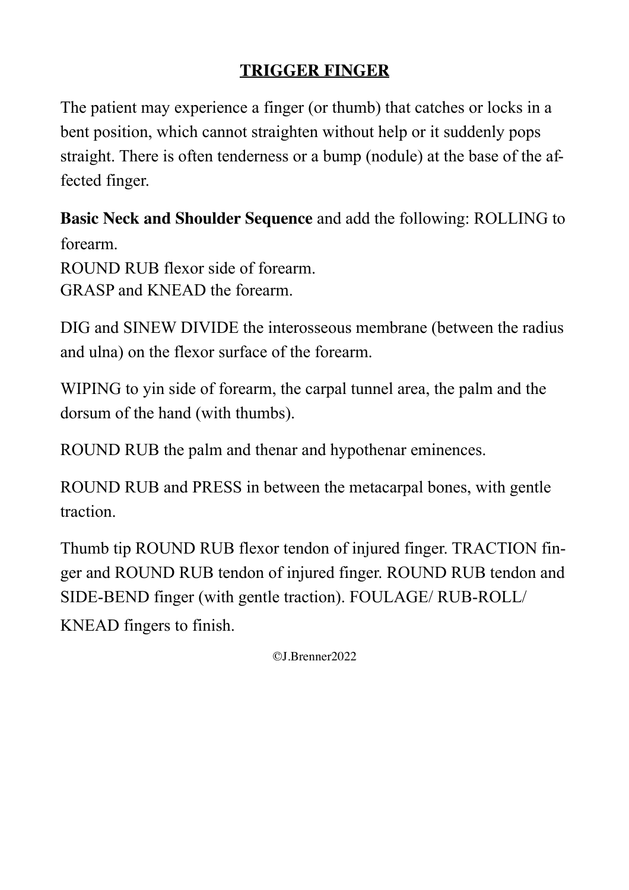## TRIGGER FINGER

The patient may experience a finger (or thumb) that catches or locks in a bent position, which cannot straighten without help or it suddenly pops straight. There is often tenderness or a bump (nodule) at the base of the affected finger.

**Basic Neck and Shoulder Sequence** and add the following: ROLLING to forearm.
ROUND RUB flexor side of forearm.
GRASP and KNEAD the forearm.

DIG and SINEW DIVIDE the interosseous membrane (between the radius and ulna) on the flexor surface of the forearm.

WIPING to yin side of forearm, the carpal tunnel area, the palm and the dorsum of the hand (with thumbs).

ROUND RUB the palm and thenar and hypothenar eminences.

ROUND RUB and PRESS in between the metacarpal bones, with gentle traction.

Thumb tip ROUND RUB flexor tendon of injured finger. TRACTION finger and ROUND RUB tendon of injured finger. ROUND RUB tendon and SIDE-BEND finger (with gentle traction). FOULAGE/ RUB-ROLL/ KNEAD fingers to finish.

©J.Brenner2022